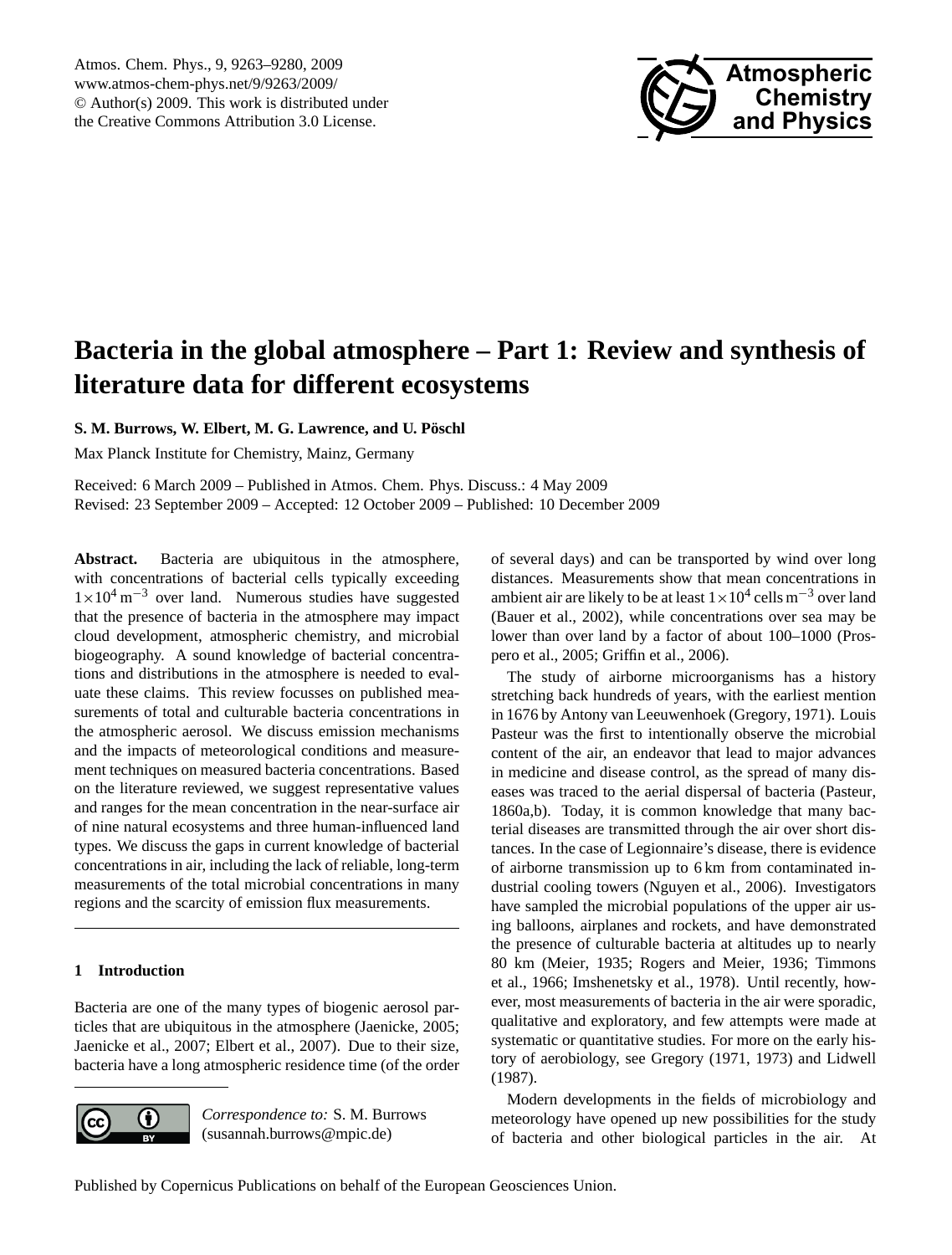# Bacteria in the global atmosphere – Part 1: Review and synthesis of literature data for different ecosystems

**S. M. Burrows, W. Elbert, M. G. Lawrence, and U. Pöschl**

Max Planck Institute for Chemistry, Mainz, Germany

Received: 6 March 2009 – Published in Atmos. Chem. Phys. Discuss.: 4 May 2009
Revised: 23 September 2009 – Accepted: 12 October 2009 – Published: 10 December 2009

**Abstract.** Bacteria are ubiquitous in the atmosphere, with concentrations of bacterial cells typically exceeding $1 \times 10^4\,\mathrm{m}^{-3}$ over land. Numerous studies have suggested that the presence of bacteria in the atmosphere may impact cloud development, atmospheric chemistry, and microbial biogeography. A sound knowledge of bacterial concentrations and distributions in the atmosphere is needed to evaluate these claims. This review focusses on published measurements of total and culturable bacteria concentrations in the atmospheric aerosol. We discuss emission mechanisms and the impacts of meteorological conditions and measurement techniques on measured bacteria concentrations. Based on the literature reviewed, we suggest representative values and ranges for the mean concentration in the near-surface air of nine natural ecosystems and three human-influenced land types. We discuss the gaps in current knowledge of bacterial concentrations in air, including the lack of reliable, long-term measurements of the total microbial concentrations in many regions and the scarcity of emission flux measurements.

## 1 Introduction

Bacteria are one of the many types of biogenic aerosol particles that are ubiquitous in the atmosphere (Jaenicke, 2005; Jaenicke et al., 2007; Elbert et al., 2007). Due to their size, bacteria have a long atmospheric residence time (of the order of several days) and can be transported by wind over long distances. Measurements show that mean concentrations in ambient air are likely to be at least $1 \times 10^4$ cells $\mathrm{m}^{-3}$ over land (Bauer et al., 2002), while concentrations over sea may be lower than over land by a factor of about 100–1000 (Prospero et al., 2005; Griffin et al., 2006).

The study of airborne microorganisms has a history stretching back hundreds of years, with the earliest mention in 1676 by Antony van Leeuwenhoek (Gregory, 1971). Louis Pasteur was the first to intentionally observe the microbial content of the air, an endeavor that lead to major advances in medicine and disease control, as the spread of many diseases was traced to the aerial dispersal of bacteria (Pasteur, 1860a,b). Today, it is common knowledge that many bacterial diseases are transmitted through the air over short distances. In the case of Legionnaire's disease, there is evidence of airborne transmission up to 6 km from contaminated industrial cooling towers (Nguyen et al., 2006). Investigators have sampled the microbial populations of the upper air using balloons, airplanes and rockets, and have demonstrated the presence of culturable bacteria at altitudes up to nearly 80 km (Meier, 1935; Rogers and Meier, 1936; Timmons et al., 1966; Imshenetsky et al., 1978). Until recently, however, most measurements of bacteria in the air were sporadic, qualitative and exploratory, and few attempts were made at systematic or quantitative studies. For more on the early history of aerobiology, see Gregory (1971, 1973) and Lidwell (1987).

Modern developments in the fields of microbiology and meteorology have opened up new possibilities for the study of bacteria and other biological particles in the air. At

*Correspondence to:* S. M. Burrows (susannah.burrows@mpic.de)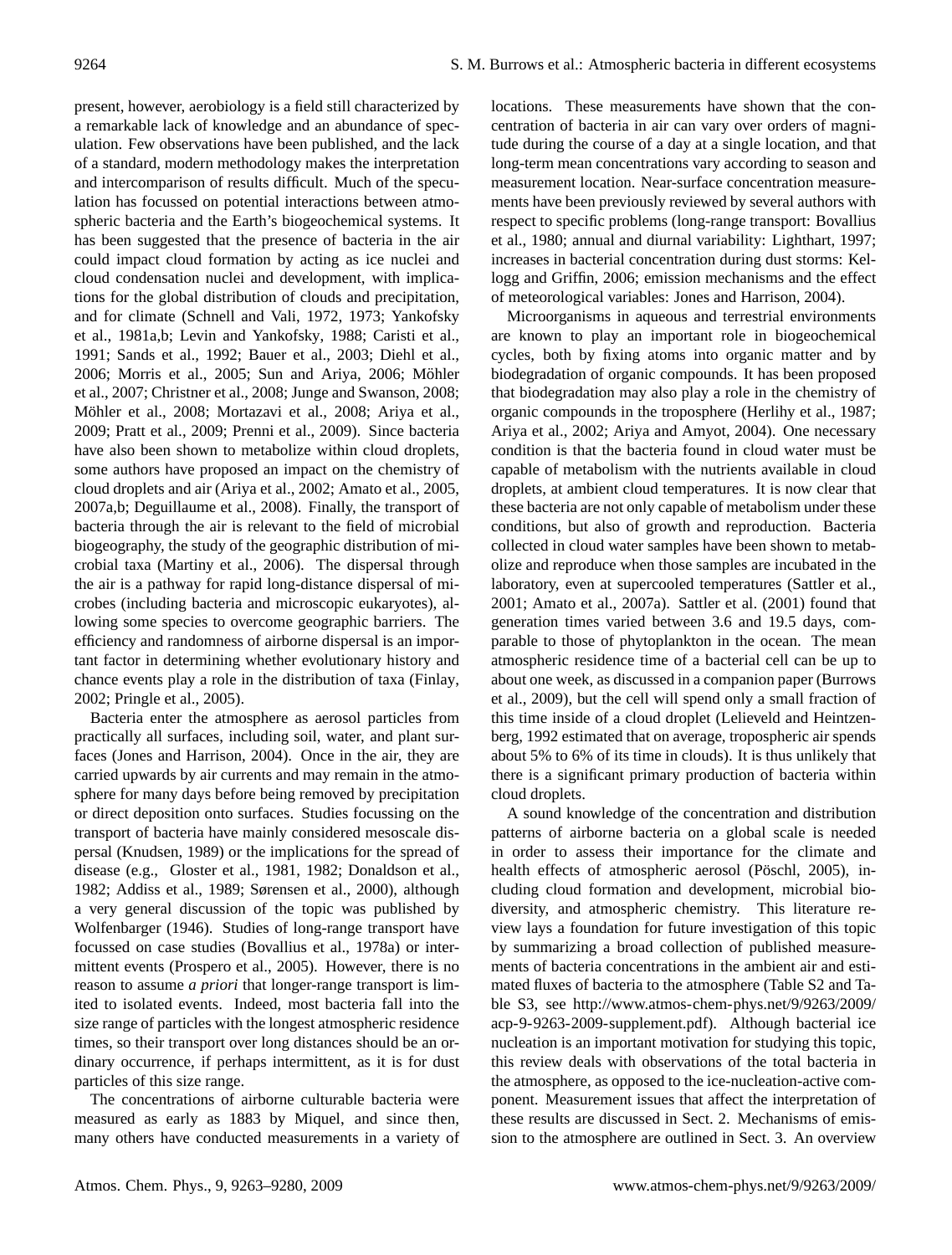present, however, aerobiology is a field still characterized by a remarkable lack of knowledge and an abundance of speculation. Few observations have been published, and the lack of a standard, modern methodology makes the interpretation and intercomparison of results difficult. Much of the speculation has focussed on potential interactions between atmospheric bacteria and the Earth's biogeochemical systems. It has been suggested that the presence of bacteria in the air could impact cloud formation by acting as ice nuclei and cloud condensation nuclei and development, with implications for the global distribution of clouds and precipitation, and for climate (Schnell and Vali, 1972, 1973; Yankofsky et al., 1981a,b; Levin and Yankofsky, 1988; Caristi et al., 1991; Sands et al., 1992; Bauer et al., 2003; Diehl et al., 2006; Morris et al., 2005; Sun and Ariya, 2006; Möhler et al., 2007; Christner et al., 2008; Junge and Swanson, 2008; Möhler et al., 2008; Mortazavi et al., 2008; Ariya et al., 2009; Pratt et al., 2009; Prenni et al., 2009). Since bacteria have also been shown to metabolize within cloud droplets, some authors have proposed an impact on the chemistry of cloud droplets and air (Ariya et al., 2002; Amato et al., 2005, 2007a,b; Deguillaume et al., 2008). Finally, the transport of bacteria through the air is relevant to the field of microbial biogeography, the study of the geographic distribution of microbial taxa (Martiny et al., 2006). The dispersal through the air is a pathway for rapid long-distance dispersal of microbes (including bacteria and microscopic eukaryotes), allowing some species to overcome geographic barriers. The efficiency and randomness of airborne dispersal is an important factor in determining whether evolutionary history and chance events play a role in the distribution of taxa (Finlay, 2002; Pringle et al., 2005).

Bacteria enter the atmosphere as aerosol particles from practically all surfaces, including soil, water, and plant surfaces (Jones and Harrison, 2004). Once in the air, they are carried upwards by air currents and may remain in the atmosphere for many days before being removed by precipitation or direct deposition onto surfaces. Studies focussing on the transport of bacteria have mainly considered mesoscale dispersal (Knudsen, 1989) or the implications for the spread of disease (e.g., Gloster et al., 1981, 1982; Donaldson et al., 1982; Addiss et al., 1989; Sørensen et al., 2000), although a very general discussion of the topic was published by Wolfenbarger (1946). Studies of long-range transport have focussed on case studies (Bovallius et al., 1978a) or intermittent events (Prospero et al., 2005). However, there is no reason to assume *a priori* that longer-range transport is limited to isolated events. Indeed, most bacteria fall into the size range of particles with the longest atmospheric residence times, so their transport over long distances should be an ordinary occurrence, if perhaps intermittent, as it is for dust particles of this size range.

The concentrations of airborne culturable bacteria were measured as early as 1883 by Miquel, and since then, many others have conducted measurements in a variety of locations. These measurements have shown that the concentration of bacteria in air can vary over orders of magnitude during the course of a day at a single location, and that long-term mean concentrations vary according to season and measurement location. Near-surface concentration measurements have been previously reviewed by several authors with respect to specific problems (long-range transport: Bovallius et al., 1980; annual and diurnal variability: Lighthart, 1997; increases in bacterial concentration during dust storms: Kellogg and Griffin, 2006; emission mechanisms and the effect of meteorological variables: Jones and Harrison, 2004).

Microorganisms in aqueous and terrestrial environments are known to play an important role in biogeochemical cycles, both by fixing atoms into organic matter and by biodegradation of organic compounds. It has been proposed that biodegradation may also play a role in the chemistry of organic compounds in the troposphere (Herlihy et al., 1987; Ariya et al., 2002; Ariya and Amyot, 2004). One necessary condition is that the bacteria found in cloud water must be capable of metabolism with the nutrients available in cloud droplets, at ambient cloud temperatures. It is now clear that these bacteria are not only capable of metabolism under these conditions, but also of growth and reproduction. Bacteria collected in cloud water samples have been shown to metabolize and reproduce when those samples are incubated in the laboratory, even at supercooled temperatures (Sattler et al., 2001; Amato et al., 2007a). Sattler et al. (2001) found that generation times varied between 3.6 and 19.5 days, comparable to those of phytoplankton in the ocean. The mean atmospheric residence time of a bacterial cell can be up to about one week, as discussed in a companion paper (Burrows et al., 2009), but the cell will spend only a small fraction of this time inside of a cloud droplet (Lelieveld and Heintzenberg, 1992 estimated that on average, tropospheric air spends about 5% to 6% of its time in clouds). It is thus unlikely that there is a significant primary production of bacteria within cloud droplets.

A sound knowledge of the concentration and distribution patterns of airborne bacteria on a global scale is needed in order to assess their importance for the climate and health effects of atmospheric aerosol (Pöschl, 2005), including cloud formation and development, microbial biodiversity, and atmospheric chemistry. This literature review lays a foundation for future investigation of this topic by summarizing a broad collection of published measurements of bacteria concentrations in the ambient air and estimated fluxes of bacteria to the atmosphere (Table S2 and Table S3, see http://www.atmos-chem-phys.net/9/9263/2009/acp-9-9263-2009-supplement.pdf). Although bacterial ice nucleation is an important motivation for studying this topic, this review deals with observations of the total bacteria in the atmosphere, as opposed to the ice-nucleation-active component. Measurement issues that affect the interpretation of these results are discussed in Sect. 2. Mechanisms of emission to the atmosphere are outlined in Sect. 3. An overview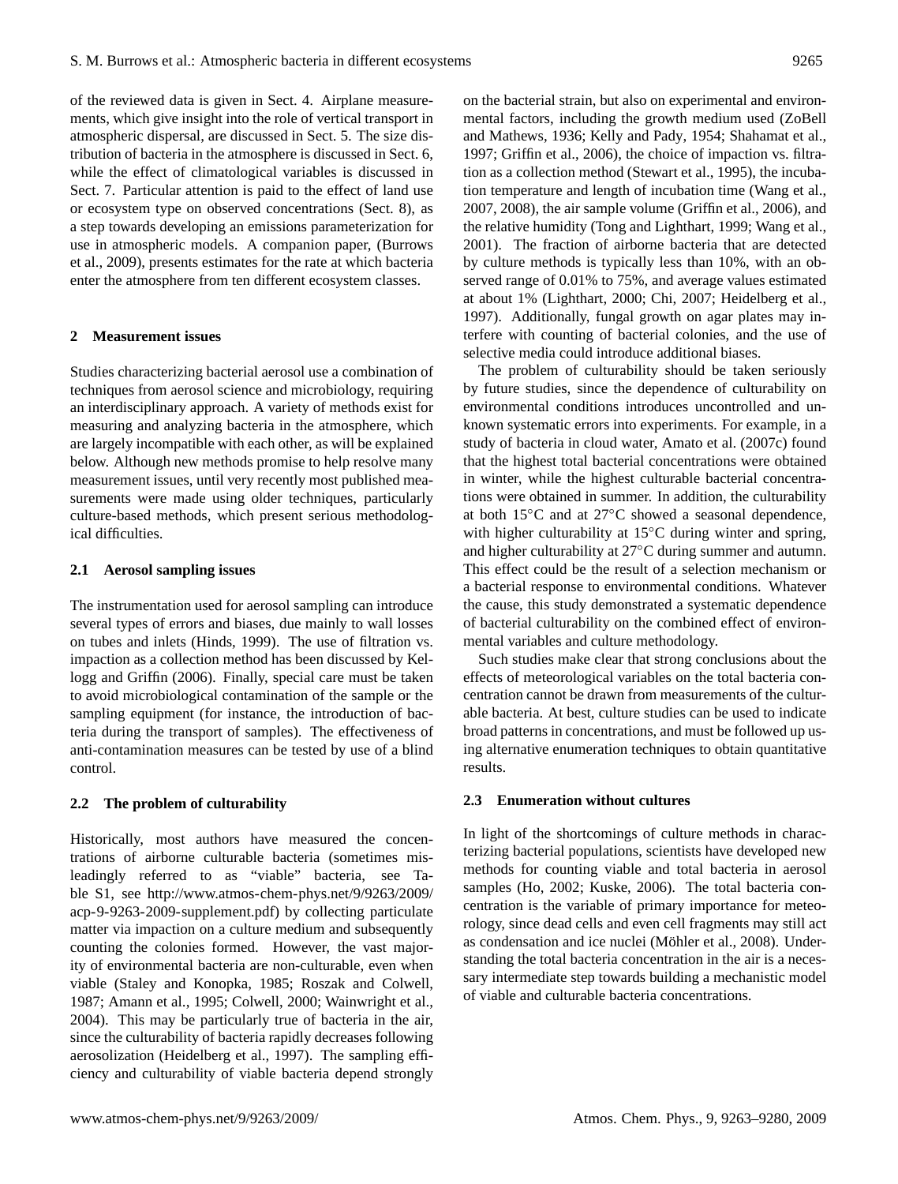of the reviewed data is given in Sect. 4. Airplane measurements, which give insight into the role of vertical transport in atmospheric dispersal, are discussed in Sect. 5. The size distribution of bacteria in the atmosphere is discussed in Sect. 6, while the effect of climatological variables is discussed in Sect. 7. Particular attention is paid to the effect of land use or ecosystem type on observed concentrations (Sect. 8), as a step towards developing an emissions parameterization for use in atmospheric models. A companion paper, (Burrows et al., 2009), presents estimates for the rate at which bacteria enter the atmosphere from ten different ecosystem classes.

## 2 Measurement issues

Studies characterizing bacterial aerosol use a combination of techniques from aerosol science and microbiology, requiring an interdisciplinary approach. A variety of methods exist for measuring and analyzing bacteria in the atmosphere, which are largely incompatible with each other, as will be explained below. Although new methods promise to help resolve many measurement issues, until very recently most published measurements were made using older techniques, particularly culture-based methods, which present serious methodological difficulties.

### 2.1 Aerosol sampling issues

The instrumentation used for aerosol sampling can introduce several types of errors and biases, due mainly to wall losses on tubes and inlets (Hinds, 1999). The use of filtration vs. impaction as a collection method has been discussed by Kellogg and Griffin (2006). Finally, special care must be taken to avoid microbiological contamination of the sample or the sampling equipment (for instance, the introduction of bacteria during the transport of samples). The effectiveness of anti-contamination measures can be tested by use of a blind control.

### 2.2 The problem of culturability

Historically, most authors have measured the concentrations of airborne culturable bacteria (sometimes misleadingly referred to as "viable" bacteria, see Table S1, see http://www.atmos-chem-phys.net/9/9263/2009/acp-9-9263-2009-supplement.pdf) by collecting particulate matter via impaction on a culture medium and subsequently counting the colonies formed. However, the vast majority of environmental bacteria are non-culturable, even when viable (Staley and Konopka, 1985; Roszak and Colwell, 1987; Amann et al., 1995; Colwell, 2000; Wainwright et al., 2004). This may be particularly true of bacteria in the air, since the culturability of bacteria rapidly decreases following aerosolization (Heidelberg et al., 1997). The sampling efficiency and culturability of viable bacteria depend strongly on the bacterial strain, but also on experimental and environmental factors, including the growth medium used (ZoBell and Mathews, 1936; Kelly and Pady, 1954; Shahamat et al., 1997; Griffin et al., 2006), the choice of impaction vs. filtration as a collection method (Stewart et al., 1995), the incubation temperature and length of incubation time (Wang et al., 2007, 2008), the air sample volume (Griffin et al., 2006), and the relative humidity (Tong and Lighthart, 1999; Wang et al., 2001). The fraction of airborne bacteria that are detected by culture methods is typically less than 10%, with an observed range of 0.01% to 75%, and average values estimated at about 1% (Lighthart, 2000; Chi, 2007; Heidelberg et al., 1997). Additionally, fungal growth on agar plates may interfere with counting of bacterial colonies, and the use of selective media could introduce additional biases.

The problem of culturability should be taken seriously by future studies, since the dependence of culturability on environmental conditions introduces uncontrolled and unknown systematic errors into experiments. For example, in a study of bacteria in cloud water, Amato et al. (2007c) found that the highest total bacterial concentrations were obtained in winter, while the highest culturable bacterial concentrations were obtained in summer. In addition, the culturability at both 15°C and at 27°C showed a seasonal dependence, with higher culturability at 15°C during winter and spring, and higher culturability at 27°C during summer and autumn. This effect could be the result of a selection mechanism or a bacterial response to environmental conditions. Whatever the cause, this study demonstrated a systematic dependence of bacterial culturability on the combined effect of environmental variables and culture methodology.

Such studies make clear that strong conclusions about the effects of meteorological variables on the total bacteria concentration cannot be drawn from measurements of the culturable bacteria. At best, culture studies can be used to indicate broad patterns in concentrations, and must be followed up using alternative enumeration techniques to obtain quantitative results.

### 2.3 Enumeration without cultures

In light of the shortcomings of culture methods in characterizing bacterial populations, scientists have developed new methods for counting viable and total bacteria in aerosol samples (Ho, 2002; Kuske, 2006). The total bacteria concentration is the variable of primary importance for meteorology, since dead cells and even cell fragments may still act as condensation and ice nuclei (Möhler et al., 2008). Understanding the total bacteria concentration in the air is a necessary intermediate step towards building a mechanistic model of viable and culturable bacteria concentrations.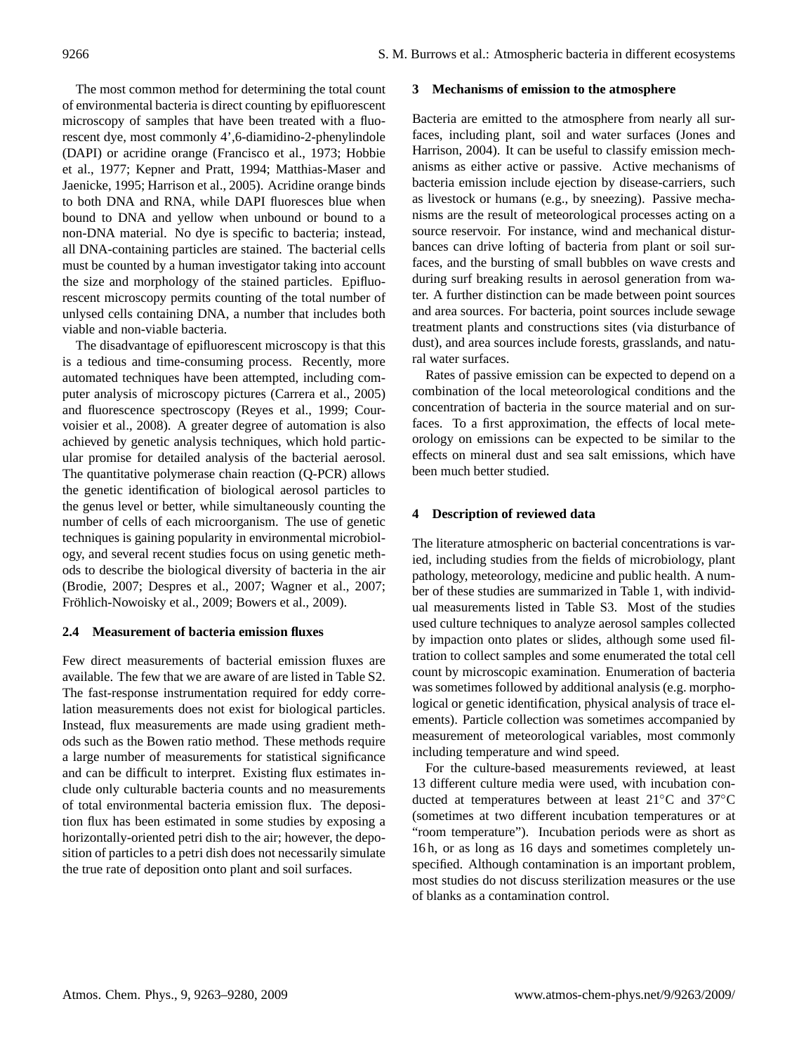The most common method for determining the total count of environmental bacteria is direct counting by epifluorescent microscopy of samples that have been treated with a fluorescent dye, most commonly 4',6-diamidino-2-phenylindole (DAPI) or acridine orange (Francisco et al., 1973; Hobbie et al., 1977; Kepner and Pratt, 1994; Matthias-Maser and Jaenicke, 1995; Harrison et al., 2005). Acridine orange binds to both DNA and RNA, while DAPI fluoresces blue when bound to DNA and yellow when unbound or bound to a non-DNA material. No dye is specific to bacteria; instead, all DNA-containing particles are stained. The bacterial cells must be counted by a human investigator taking into account the size and morphology of the stained particles. Epifluorescent microscopy permits counting of the total number of unlysed cells containing DNA, a number that includes both viable and non-viable bacteria.

The disadvantage of epifluorescent microscopy is that this is a tedious and time-consuming process. Recently, more automated techniques have been attempted, including computer analysis of microscopy pictures (Carrera et al., 2005) and fluorescence spectroscopy (Reyes et al., 1999; Courvoisier et al., 2008). A greater degree of automation is also achieved by genetic analysis techniques, which hold particular promise for detailed analysis of the bacterial aerosol. The quantitative polymerase chain reaction (Q-PCR) allows the genetic identification of biological aerosol particles to the genus level or better, while simultaneously counting the number of cells of each microorganism. The use of genetic techniques is gaining popularity in environmental microbiology, and several recent studies focus on using genetic methods to describe the biological diversity of bacteria in the air (Brodie, 2007; Despres et al., 2007; Wagner et al., 2007; Fröhlich-Nowoisky et al., 2009; Bowers et al., 2009).

### 2.4 Measurement of bacteria emission fluxes

Few direct measurements of bacterial emission fluxes are available. The few that we are aware of are listed in Table S2. The fast-response instrumentation required for eddy correlation measurements does not exist for biological particles. Instead, flux measurements are made using gradient methods such as the Bowen ratio method. These methods require a large number of measurements for statistical significance and can be difficult to interpret. Existing flux estimates include only culturable bacteria counts and no measurements of total environmental bacteria emission flux. The deposition flux has been estimated in some studies by exposing a horizontally-oriented petri dish to the air; however, the deposition of particles to a petri dish does not necessarily simulate the true rate of deposition onto plant and soil surfaces.

## 3 Mechanisms of emission to the atmosphere

Bacteria are emitted to the atmosphere from nearly all surfaces, including plant, soil and water surfaces (Jones and Harrison, 2004). It can be useful to classify emission mechanisms as either active or passive. Active mechanisms of bacteria emission include ejection by disease-carriers, such as livestock or humans (e.g., by sneezing). Passive mechanisms are the result of meteorological processes acting on a source reservoir. For instance, wind and mechanical disturbances can drive lofting of bacteria from plant or soil surfaces, and the bursting of small bubbles on wave crests and during surf breaking results in aerosol generation from water. A further distinction can be made between point sources and area sources. For bacteria, point sources include sewage treatment plants and constructions sites (via disturbance of dust), and area sources include forests, grasslands, and natural water surfaces.

Rates of passive emission can be expected to depend on a combination of the local meteorological conditions and the concentration of bacteria in the source material and on surfaces. To a first approximation, the effects of local meteorology on emissions can be expected to be similar to the effects on mineral dust and sea salt emissions, which have been much better studied.

## 4 Description of reviewed data

The literature atmospheric on bacterial concentrations is varied, including studies from the fields of microbiology, plant pathology, meteorology, medicine and public health. A number of these studies are summarized in Table 1, with individual measurements listed in Table S3. Most of the studies used culture techniques to analyze aerosol samples collected by impaction onto plates or slides, although some used filtration to collect samples and some enumerated the total cell count by microscopic examination. Enumeration of bacteria was sometimes followed by additional analysis (e.g. morphological or genetic identification, physical analysis of trace elements). Particle collection was sometimes accompanied by measurement of meteorological variables, most commonly including temperature and wind speed.

For the culture-based measurements reviewed, at least 13 different culture media were used, with incubation conducted at temperatures between at least 21°C and 37°C (sometimes at two different incubation temperatures or at "room temperature"). Incubation periods were as short as 16 h, or as long as 16 days and sometimes completely unspecified. Although contamination is an important problem, most studies do not discuss sterilization measures or the use of blanks as a contamination control.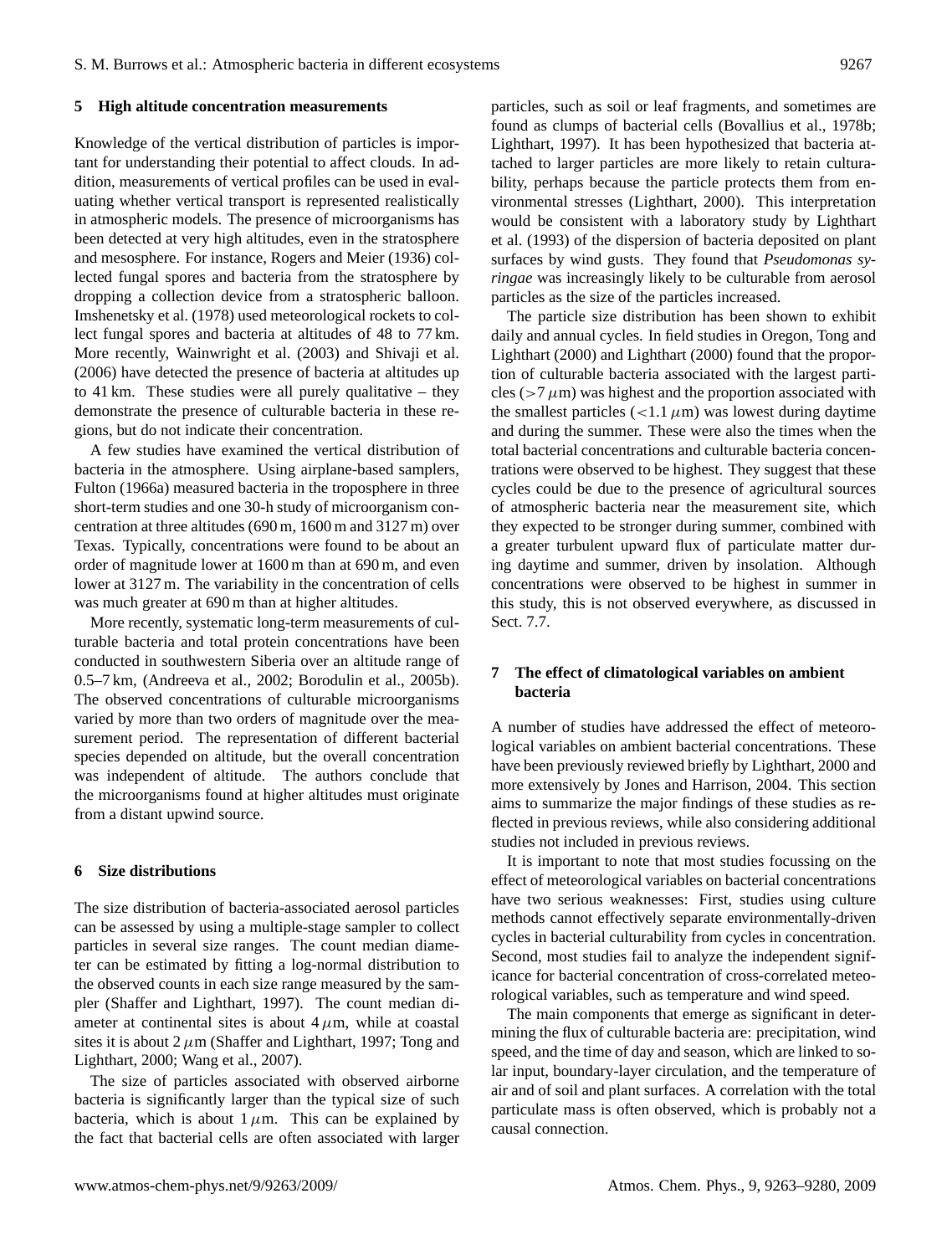## 5 High altitude concentration measurements

Knowledge of the vertical distribution of particles is important for understanding their potential to affect clouds. In addition, measurements of vertical profiles can be used in evaluating whether vertical transport is represented realistically in atmospheric models. The presence of microorganisms has been detected at very high altitudes, even in the stratosphere and mesosphere. For instance, Rogers and Meier (1936) collected fungal spores and bacteria from the stratosphere by dropping a collection device from a stratospheric balloon. Imshenetsky et al. (1978) used meteorological rockets to collect fungal spores and bacteria at altitudes of 48 to 77 km. More recently, Wainwright et al. (2003) and Shivaji et al. (2006) have detected the presence of bacteria at altitudes up to 41 km. These studies were all purely qualitative – they demonstrate the presence of culturable bacteria in these regions, but do not indicate their concentration.

A few studies have examined the vertical distribution of bacteria in the atmosphere. Using airplane-based samplers, Fulton (1966a) measured bacteria in the troposphere in three short-term studies and one 30-h study of microorganism concentration at three altitudes (690 m, 1600 m and 3127 m) over Texas. Typically, concentrations were found to be about an order of magnitude lower at 1600 m than at 690 m, and even lower at 3127 m. The variability in the concentration of cells was much greater at 690 m than at higher altitudes.

More recently, systematic long-term measurements of culturable bacteria and total protein concentrations have been conducted in southwestern Siberia over an altitude range of 0.5–7 km, (Andreeva et al., 2002; Borodulin et al., 2005b). The observed concentrations of culturable microorganisms varied by more than two orders of magnitude over the measurement period. The representation of different bacterial species depended on altitude, but the overall concentration was independent of altitude. The authors conclude that the microorganisms found at higher altitudes must originate from a distant upwind source.

## 6 Size distributions

The size distribution of bacteria-associated aerosol particles can be assessed by using a multiple-stage sampler to collect particles in several size ranges. The count median diameter can be estimated by fitting a log-normal distribution to the observed counts in each size range measured by the sampler (Shaffer and Lighthart, 1997). The count median diameter at continental sites is about 4 $\mu$m, while at coastal sites it is about 2 $\mu$m (Shaffer and Lighthart, 1997; Tong and Lighthart, 2000; Wang et al., 2007).

The size of particles associated with observed airborne bacteria is significantly larger than the typical size of such bacteria, which is about 1 $\mu$m. This can be explained by the fact that bacterial cells are often associated with larger particles, such as soil or leaf fragments, and sometimes are found as clumps of bacterial cells (Bovallius et al., 1978b; Lighthart, 1997). It has been hypothesized that bacteria attached to larger particles are more likely to retain culturability, perhaps because the particle protects them from environmental stresses (Lighthart, 2000). This interpretation would be consistent with a laboratory study by Lighthart et al. (1993) of the dispersion of bacteria deposited on plant surfaces by wind gusts. They found that *Pseudomonas syringae* was increasingly likely to be culturable from aerosol particles as the size of the particles increased.

The particle size distribution has been shown to exhibit daily and annual cycles. In field studies in Oregon, Tong and Lighthart (2000) and Lighthart (2000) found that the proportion of culturable bacteria associated with the largest particles ($>7\,\mu$m) was highest and the proportion associated with the smallest particles ($<1.1\,\mu$m) was lowest during daytime and during the summer. These were also the times when the total bacterial concentrations and culturable bacteria concentrations were observed to be highest. They suggest that these cycles could be due to the presence of agricultural sources of atmospheric bacteria near the measurement site, which they expected to be stronger during summer, combined with a greater turbulent upward flux of particulate matter during daytime and summer, driven by insolation. Although concentrations were observed to be highest in summer in this study, this is not observed everywhere, as discussed in Sect. 7.7.

## 7 The effect of climatological variables on ambient bacteria

A number of studies have addressed the effect of meteorological variables on ambient bacterial concentrations. These have been previously reviewed briefly by Lighthart, 2000 and more extensively by Jones and Harrison, 2004. This section aims to summarize the major findings of these studies as reflected in previous reviews, while also considering additional studies not included in previous reviews.

It is important to note that most studies focussing on the effect of meteorological variables on bacterial concentrations have two serious weaknesses: First, studies using culture methods cannot effectively separate environmentally-driven cycles in bacterial culturability from cycles in concentration. Second, most studies fail to analyze the independent significance for bacterial concentration of cross-correlated meteorological variables, such as temperature and wind speed.

The main components that emerge as significant in determining the flux of culturable bacteria are: precipitation, wind speed, and the time of day and season, which are linked to solar input, boundary-layer circulation, and the temperature of air and of soil and plant surfaces. A correlation with the total particulate mass is often observed, which is probably not a causal connection.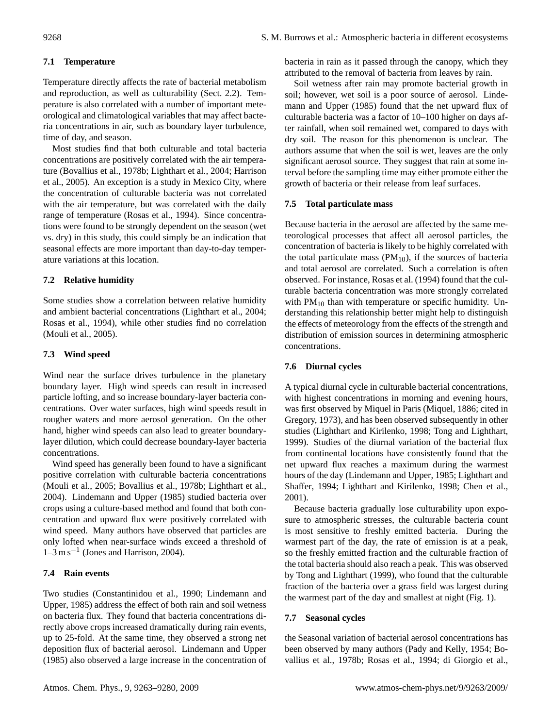### 7.1 Temperature

Temperature directly affects the rate of bacterial metabolism and reproduction, as well as culturability (Sect. 2.2). Temperature is also correlated with a number of important meteorological and climatological variables that may affect bacteria concentrations in air, such as boundary layer turbulence, time of day, and season.

Most studies find that both culturable and total bacteria concentrations are positively correlated with the air temperature (Bovallius et al., 1978b; Lighthart et al., 2004; Harrison et al., 2005). An exception is a study in Mexico City, where the concentration of culturable bacteria was not correlated with the air temperature, but was correlated with the daily range of temperature (Rosas et al., 1994). Since concentrations were found to be strongly dependent on the season (wet vs. dry) in this study, this could simply be an indication that seasonal effects are more important than day-to-day temperature variations at this location.

### 7.2 Relative humidity

Some studies show a correlation between relative humidity and ambient bacterial concentrations (Lighthart et al., 2004; Rosas et al., 1994), while other studies find no correlation (Mouli et al., 2005).

### 7.3 Wind speed

Wind near the surface drives turbulence in the planetary boundary layer. High wind speeds can result in increased particle lofting, and so increase boundary-layer bacteria concentrations. Over water surfaces, high wind speeds result in rougher waters and more aerosol generation. On the other hand, higher wind speeds can also lead to greater boundary-layer dilution, which could decrease boundary-layer bacteria concentrations.

Wind speed has generally been found to have a significant positive correlation with culturable bacteria concentrations (Mouli et al., 2005; Bovallius et al., 1978b; Lighthart et al., 2004). Lindemann and Upper (1985) studied bacteria over crops using a culture-based method and found that both concentration and upward flux were positively correlated with wind speed. Many authors have observed that particles are only lofted when near-surface winds exceed a threshold of 1–3 $\mathrm{m\,s^{-1}}$ (Jones and Harrison, 2004).

### 7.4 Rain events

Two studies (Constantinidou et al., 1990; Lindemann and Upper, 1985) address the effect of both rain and soil wetness on bacteria flux. They found that bacteria concentrations directly above crops increased dramatically during rain events, up to 25-fold. At the same time, they observed a strong net deposition flux of bacterial aerosol. Lindemann and Upper (1985) also observed a large increase in the concentration of bacteria in rain as it passed through the canopy, which they attributed to the removal of bacteria from leaves by rain.

Soil wetness after rain may promote bacterial growth in soil; however, wet soil is a poor source of aerosol. Lindemann and Upper (1985) found that the net upward flux of culturable bacteria was a factor of 10–100 higher on days after rainfall, when soil remained wet, compared to days with dry soil. The reason for this phenomenon is unclear. The authors assume that when the soil is wet, leaves are the only significant aerosol source. They suggest that rain at some interval before the sampling time may either promote either the growth of bacteria or their release from leaf surfaces.

### 7.5 Total particulate mass

Because bacteria in the aerosol are affected by the same meteorological processes that affect all aerosol particles, the concentration of bacteria is likely to be highly correlated with the total particulate mass ($PM_{10}$), if the sources of bacteria and total aerosol are correlated. Such a correlation is often observed. For instance, Rosas et al. (1994) found that the culturable bacteria concentration was more strongly correlated with $PM_{10}$ than with temperature or specific humidity. Understanding this relationship better might help to distinguish the effects of meteorology from the effects of the strength and distribution of emission sources in determining atmospheric concentrations.

### 7.6 Diurnal cycles

A typical diurnal cycle in culturable bacterial concentrations, with highest concentrations in morning and evening hours, was first observed by Miquel in Paris (Miquel, 1886; cited in Gregory, 1973), and has been observed subsequently in other studies (Lighthart and Kirilenko, 1998; Tong and Lighthart, 1999). Studies of the diurnal variation of the bacterial flux from continental locations have consistently found that the net upward flux reaches a maximum during the warmest hours of the day (Lindemann and Upper, 1985; Lighthart and Shaffer, 1994; Lighthart and Kirilenko, 1998; Chen et al., 2001).

Because bacteria gradually lose culturability upon exposure to atmospheric stresses, the culturable bacteria count is most sensitive to freshly emitted bacteria. During the warmest part of the day, the rate of emission is at a peak, so the freshly emitted fraction and the culturable fraction of the total bacteria should also reach a peak. This was observed by Tong and Lighthart (1999), who found that the culturable fraction of the bacteria over a grass field was largest during the warmest part of the day and smallest at night (Fig. 1).

### 7.7 Seasonal cycles

the Seasonal variation of bacterial aerosol concentrations has been observed by many authors (Pady and Kelly, 1954; Bovallius et al., 1978b; Rosas et al., 1994; di Giorgio et al.,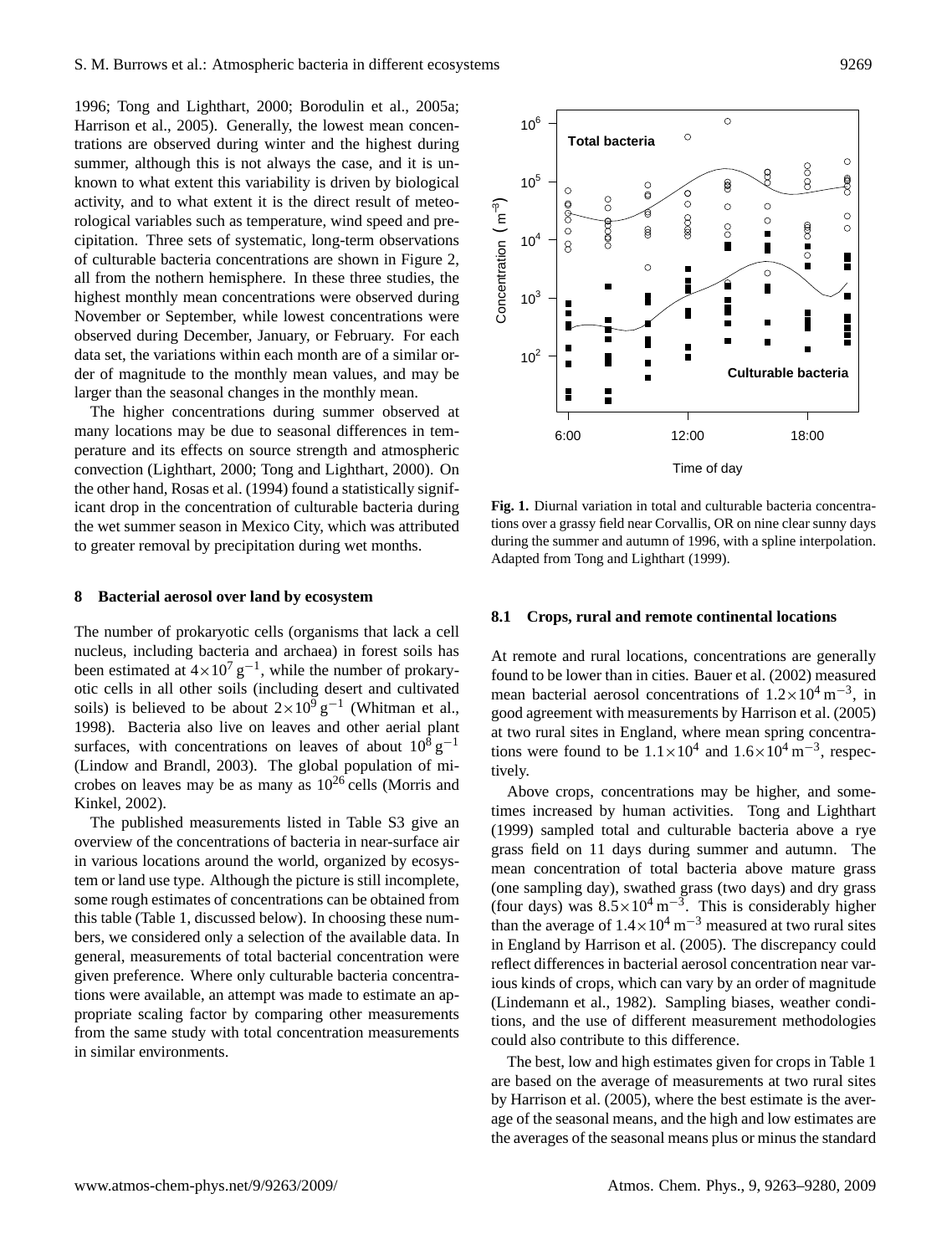1996; Tong and Lighthart, 2000; Borodulin et al., 2005a; Harrison et al., 2005). Generally, the lowest mean concentrations are observed during winter and the highest during summer, although this is not always the case, and it is unknown to what extent this variability is driven by biological activity, and to what extent it is the direct result of meteorological variables such as temperature, wind speed and precipitation. Three sets of systematic, long-term observations of culturable bacteria concentrations are shown in Figure 2, all from the nothern hemisphere. In these three studies, the highest monthly mean concentrations were observed during November or September, while lowest concentrations were observed during December, January, or February. For each data set, the variations within each month are of a similar order of magnitude to the monthly mean values, and may be larger than the seasonal changes in the monthly mean.

The higher concentrations during summer observed at many locations may be due to seasonal differences in temperature and its effects on source strength and atmospheric convection (Lighthart, 2000; Tong and Lighthart, 2000). On the other hand, Rosas et al. (1994) found a statistically significant drop in the concentration of culturable bacteria during the wet summer season in Mexico City, which was attributed to greater removal by precipitation during wet months.

## 8 Bacterial aerosol over land by ecosystem

The number of prokaryotic cells (organisms that lack a cell nucleus, including bacteria and archaea) in forest soils has been estimated at $4\times10^7\,\mathrm{g}^{-1}$, while the number of prokaryotic cells in all other soils (including desert and cultivated soils) is believed to be about $2\times10^9\,\mathrm{g}^{-1}$ (Whitman et al., 1998). Bacteria also live on leaves and other aerial plant surfaces, with concentrations on leaves of about $10^8\,\mathrm{g}^{-1}$ (Lindow and Brandl, 2003). The global population of microbes on leaves may be as many as $10^{26}$ cells (Morris and Kinkel, 2002).

The published measurements listed in Table S3 give an overview of the concentrations of bacteria in near-surface air in various locations around the world, organized by ecosystem or land use type. Although the picture is still incomplete, some rough estimates of concentrations can be obtained from this table (Table 1, discussed below). In choosing these numbers, we considered only a selection of the available data. In general, measurements of total bacterial concentration were given preference. Where only culturable bacteria concentrations were available, an attempt was made to estimate an appropriate scaling factor by comparing other measurements from the same study with total concentration measurements in similar environments.

**Fig. 1.** Diurnal variation in total and culturable bacteria concentrations over a grassy field near Corvallis, OR on nine clear sunny days during the summer and autumn of 1996, with a spline interpolation. Adapted from Tong and Lighthart (1999).

### 8.1 Crops, rural and remote continental locations

At remote and rural locations, concentrations are generally found to be lower than in cities. Bauer et al. (2002) measured mean bacterial aerosol concentrations of $1.2\times10^4\,\mathrm{m}^{-3}$, in good agreement with measurements by Harrison et al. (2005) at two rural sites in England, where mean spring concentrations were found to be $1.1\times10^4$ and $1.6\times10^4\,\mathrm{m}^{-3}$, respectively.

Above crops, concentrations may be higher, and sometimes increased by human activities. Tong and Lighthart (1999) sampled total and culturable bacteria above a rye grass field on 11 days during summer and autumn. The mean concentration of total bacteria above mature grass (one sampling day), swathed grass (two days) and dry grass (four days) was $8.5\times10^4\,\mathrm{m}^{-3}$. This is considerably higher than the average of $1.4\times10^4\,\mathrm{m}^{-3}$ measured at two rural sites in England by Harrison et al. (2005). The discrepancy could reflect differences in bacterial aerosol concentration near various kinds of crops, which can vary by an order of magnitude (Lindemann et al., 1982). Sampling biases, weather conditions, and the use of different measurement methodologies could also contribute to this difference.

The best, low and high estimates given for crops in Table 1 are based on the average of measurements at two rural sites by Harrison et al. (2005), where the best estimate is the average of the seasonal means, and the high and low estimates are the averages of the seasonal means plus or minus the standard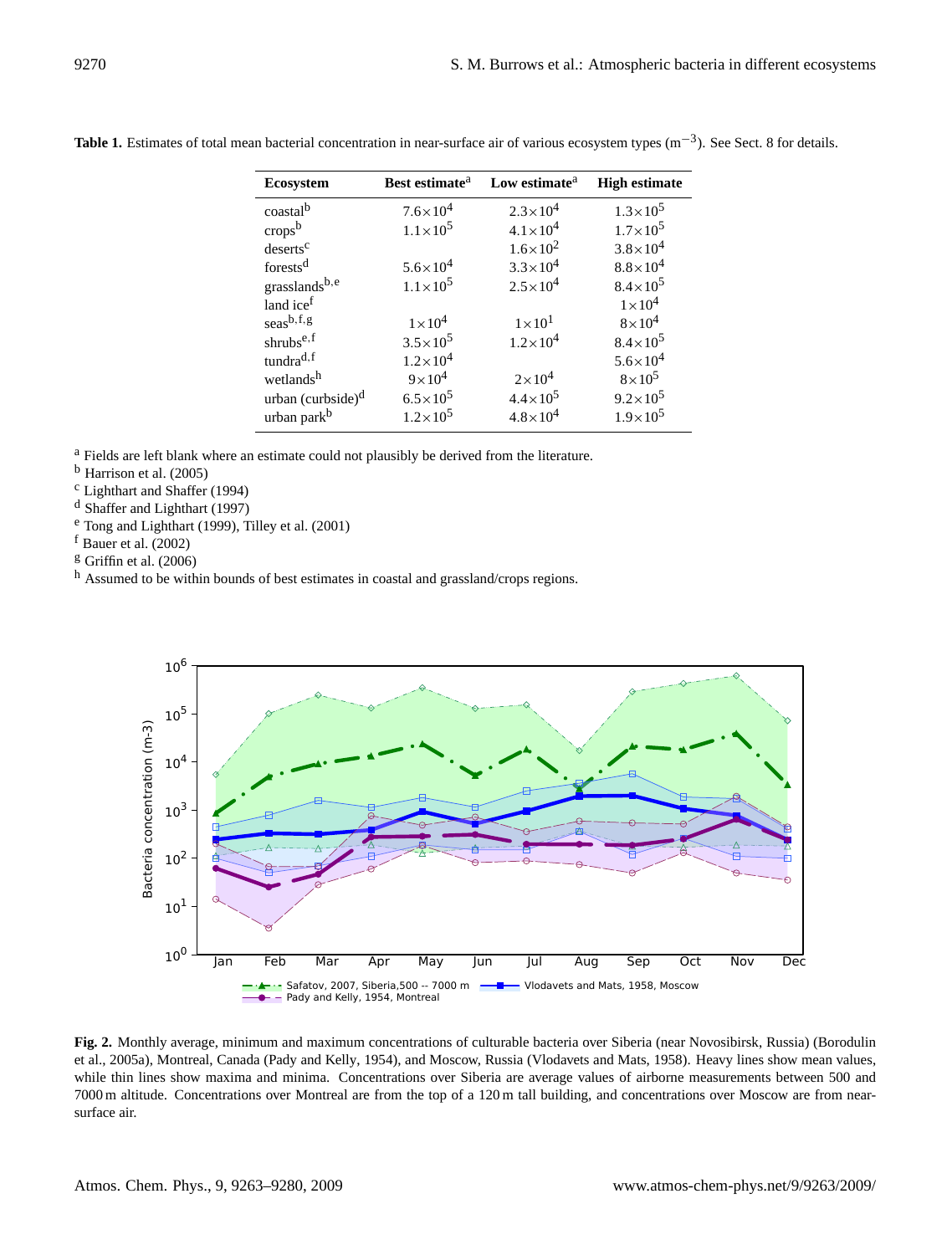**Table 1.** Estimates of total mean bacterial concentration in near-surface air of various ecosystem types ($m^{-3}$). See Sect. 8 for details.

| Ecosystem | Best estimate[a] | Low estimate[a] | High estimate |
|---|---|---|---|
| coastal[b] | $7.6\times10^4$ | $2.3\times10^4$ | $1.3\times10^5$ |
| crops[b] | $1.1\times10^5$ | $4.1\times10^4$ | $1.7\times10^5$ |
| deserts[c] | | $1.6\times10^2$ | $3.8\times10^4$ |
| forests[d] | $5.6\times10^4$ | $3.3\times10^4$ | $8.8\times10^4$ |
| grasslands[b,e] | $1.1\times10^5$ | $2.5\times10^4$ | $8.4\times10^5$ |
| land ice[f] | | | $1\times10^4$ |
| seas[b,f,g] | $1\times10^4$ | $1\times10^1$ | $8\times10^4$ |
| shrubs[e,f] | $3.5\times10^5$ | $1.2\times10^4$ | $8.4\times10^5$ |
| tundra[d,f] | $1.2\times10^4$ | | $5.6\times10^4$ |
| wetlands[h] | $9\times10^4$ | $2\times10^4$ | $8\times10^5$ |
| urban (curbside)[d] | $6.5\times10^5$ | $4.4\times10^5$ | $9.2\times10^5$ |
| urban park[b] | $1.2\times10^5$ | $4.8\times10^4$ | $1.9\times10^5$ |

[a] Fields are left blank where an estimate could not plausibly be derived from the literature.
[b] Harrison et al. (2005)
[c] Lighthart and Shaffer (1994)
[d] Shaffer and Lighthart (1997)
[e] Tong and Lighthart (1999), Tilley et al. (2001)
[f] Bauer et al. (2002)
[g] Griffin et al. (2006)
[h] Assumed to be within bounds of best estimates in coastal and grassland/crops regions.

**Fig. 2.** Monthly average, minimum and maximum concentrations of culturable bacteria over Siberia (near Novosibirsk, Russia) (Borodulin et al., 2005a), Montreal, Canada (Pady and Kelly, 1954), and Moscow, Russia (Vlodavets and Mats, 1958). Heavy lines show mean values, while thin lines show maxima and minima. Concentrations over Siberia are average values of airborne measurements between 500 and 7000 m altitude. Concentrations over Montreal are from the top of a 120 m tall building, and concentrations over Moscow are from near-surface air.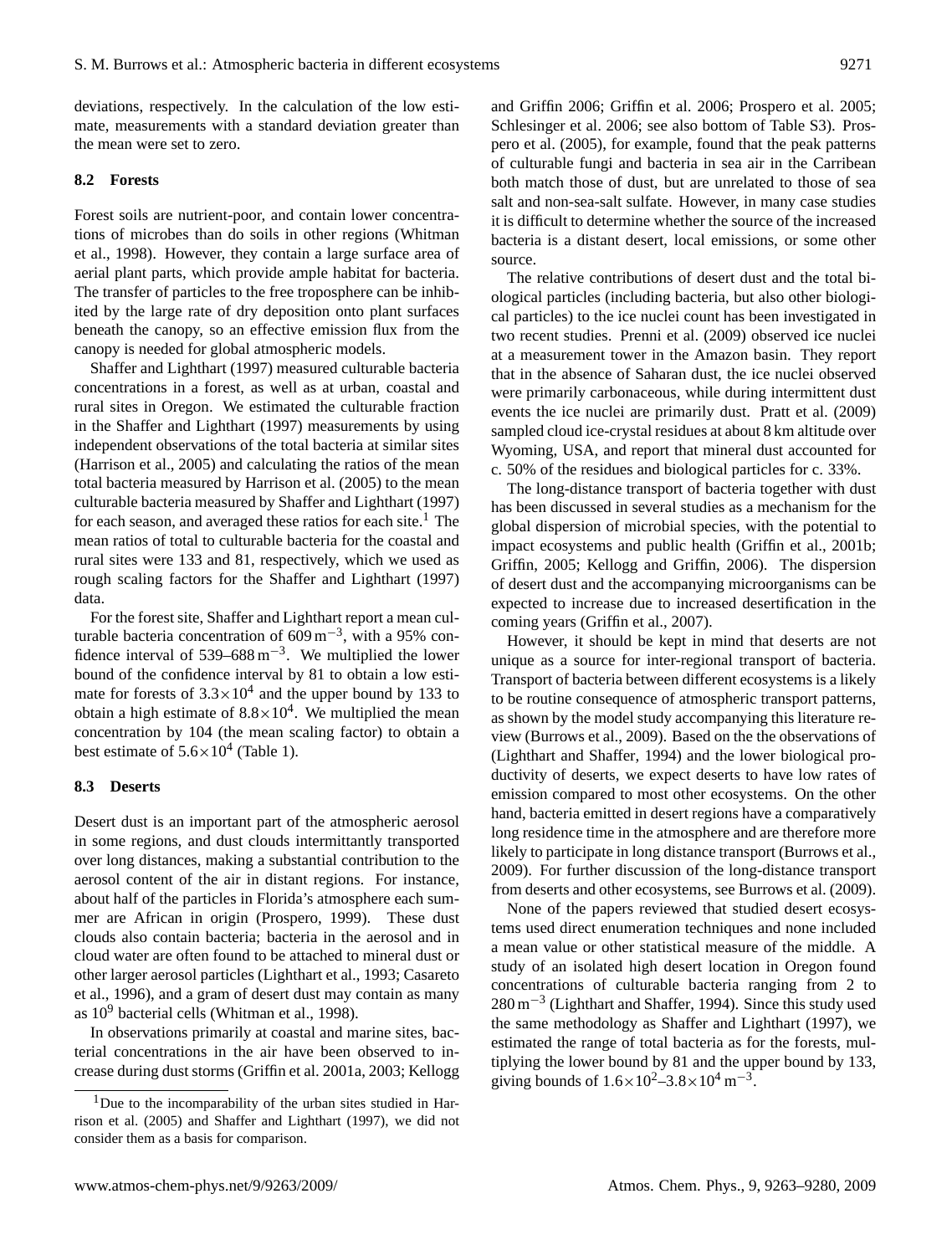deviations, respectively. In the calculation of the low estimate, measurements with a standard deviation greater than the mean were set to zero.

### 8.2 Forests

Forest soils are nutrient-poor, and contain lower concentrations of microbes than do soils in other regions (Whitman et al., 1998). However, they contain a large surface area of aerial plant parts, which provide ample habitat for bacteria. The transfer of particles to the free troposphere can be inhibited by the large rate of dry deposition onto plant surfaces beneath the canopy, so an effective emission flux from the canopy is needed for global atmospheric models.

Shaffer and Lighthart (1997) measured culturable bacteria concentrations in a forest, as well as at urban, coastal and rural sites in Oregon. We estimated the culturable fraction in the Shaffer and Lighthart (1997) measurements by using independent observations of the total bacteria at similar sites (Harrison et al., 2005) and calculating the ratios of the mean total bacteria measured by Harrison et al. (2005) to the mean culturable bacteria measured by Shaffer and Lighthart (1997) for each season, and averaged these ratios for each site.[1] The mean ratios of total to culturable bacteria for the coastal and rural sites were 133 and 81, respectively, which we used as rough scaling factors for the Shaffer and Lighthart (1997) data.

For the forest site, Shaffer and Lighthart report a mean culturable bacteria concentration of $609\,\mathrm{m}^{-3}$, with a 95% confidence interval of $539$–$688\,\mathrm{m}^{-3}$. We multiplied the lower bound of the confidence interval by 81 to obtain a low estimate for forests of $3.3\times10^{4}$ and the upper bound by 133 to obtain a high estimate of $8.8\times10^{4}$. We multiplied the mean concentration by 104 (the mean scaling factor) to obtain a best estimate of $5.6\times10^{4}$ (Table 1).

### 8.3 Deserts

Desert dust is an important part of the atmospheric aerosol in some regions, and dust clouds intermittantly transported over long distances, making a substantial contribution to the aerosol content of the air in distant regions. For instance, about half of the particles in Florida's atmosphere each summer are African in origin (Prospero, 1999). These dust clouds also contain bacteria; bacteria in the aerosol and in cloud water are often found to be attached to mineral dust or other larger aerosol particles (Lighthart et al., 1993; Casareto et al., 1996), and a gram of desert dust may contain as many as $10^{9}$ bacterial cells (Whitman et al., 1998).

In observations primarily at coastal and marine sites, bacterial concentrations in the air have been observed to increase during dust storms (Griffin et al. 2001a, 2003; Kellogg and Griffin 2006; Griffin et al. 2006; Prospero et al. 2005; Schlesinger et al. 2006; see also bottom of Table S3). Prospero et al. (2005), for example, found that the peak patterns of culturable fungi and bacteria in sea air in the Carribean both match those of dust, but are unrelated to those of sea salt and non-sea-salt sulfate. However, in many case studies it is difficult to determine whether the source of the increased bacteria is a distant desert, local emissions, or some other source.

The relative contributions of desert dust and the total biological particles (including bacteria, but also other biological particles) to the ice nuclei count has been investigated in two recent studies. Prenni et al. (2009) observed ice nuclei at a measurement tower in the Amazon basin. They report that in the absence of Saharan dust, the ice nuclei observed were primarily carbonaceous, while during intermittent dust events the ice nuclei are primarily dust. Pratt et al. (2009) sampled cloud ice-crystal residues at about 8 km altitude over Wyoming, USA, and report that mineral dust accounted for c. 50% of the residues and biological particles for c. 33%.

The long-distance transport of bacteria together with dust has been discussed in several studies as a mechanism for the global dispersion of microbial species, with the potential to impact ecosystems and public health (Griffin et al., 2001b; Griffin, 2005; Kellogg and Griffin, 2006). The dispersion of desert dust and the accompanying microorganisms can be expected to increase due to increased desertification in the coming years (Griffin et al., 2007).

However, it should be kept in mind that deserts are not unique as a source for inter-regional transport of bacteria. Transport of bacteria between different ecosystems is a likely to be routine consequence of atmospheric transport patterns, as shown by the model study accompanying this literature review (Burrows et al., 2009). Based on the the observations of (Lighthart and Shaffer, 1994) and the lower biological productivity of deserts, we expect deserts to have low rates of emission compared to most other ecosystems. On the other hand, bacteria emitted in desert regions have a comparatively long residence time in the atmosphere and are therefore more likely to participate in long distance transport (Burrows et al., 2009). For further discussion of the long-distance transport from deserts and other ecosystems, see Burrows et al. (2009).

None of the papers reviewed that studied desert ecosystems used direct enumeration techniques and none included a mean value or other statistical measure of the middle. A study of an isolated high desert location in Oregon found concentrations of culturable bacteria ranging from 2 to $280\,\mathrm{m}^{-3}$ (Lighthart and Shaffer, 1994). Since this study used the same methodology as Shaffer and Lighthart (1997), we estimated the range of total bacteria as for the forests, multiplying the lower bound by 81 and the upper bound by 133, giving bounds of $1.6\times10^{2}$–$3.8\times10^{4}\,\mathrm{m}^{-3}$.

[1] Due to the incomparability of the urban sites studied in Harrison et al. (2005) and Shaffer and Lighthart (1997), we did not consider them as a basis for comparison.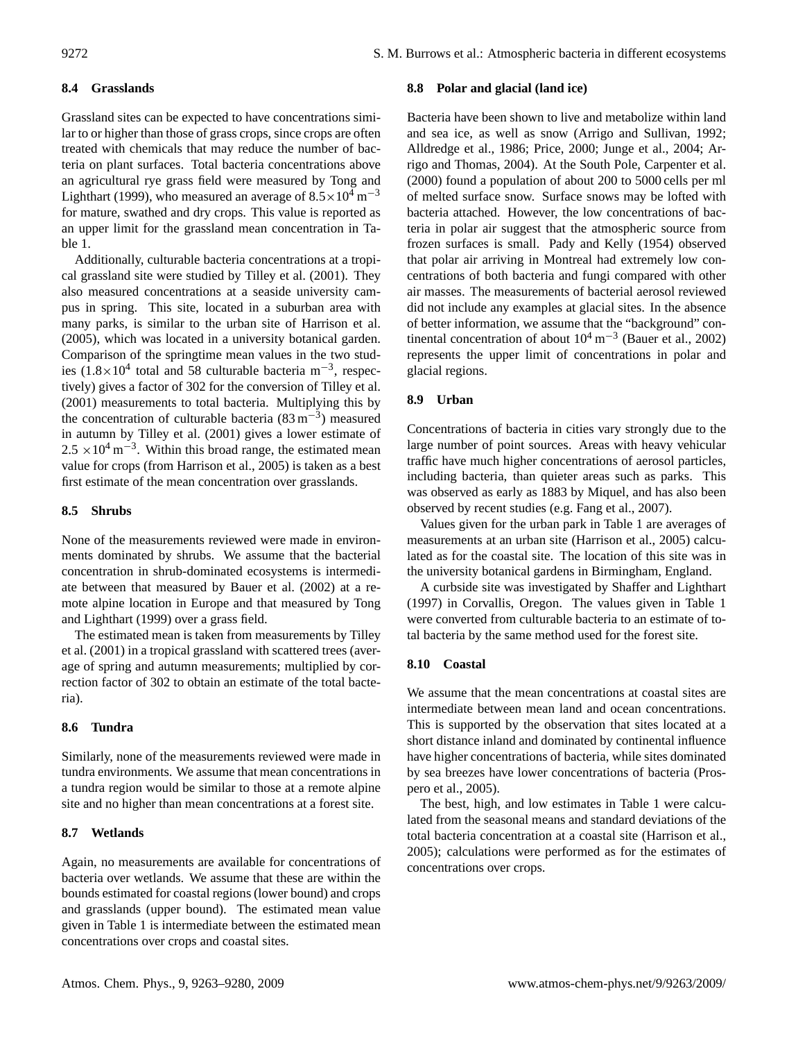### 8.4 Grasslands

Grassland sites can be expected to have concentrations similar to or higher than those of grass crops, since crops are often treated with chemicals that may reduce the number of bacteria on plant surfaces. Total bacteria concentrations above an agricultural rye grass field were measured by Tong and Lighthart (1999), who measured an average of $8.5\times10^4\,\mathrm{m}^{-3}$ for mature, swathed and dry crops. This value is reported as an upper limit for the grassland mean concentration in Table 1.

Additionally, culturable bacteria concentrations at a tropical grassland site were studied by Tilley et al. (2001). They also measured concentrations at a seaside university campus in spring. This site, located in a suburban area with many parks, is similar to the urban site of Harrison et al. (2005), which was located in a university botanical garden. Comparison of the springtime mean values in the two studies ($1.8\times10^4$ total and 58 culturable bacteria $\mathrm{m}^{-3}$, respectively) gives a factor of 302 for the conversion of Tilley et al. (2001) measurements to total bacteria. Multiplying this by the concentration of culturable bacteria ($83\,\mathrm{m}^{-3}$) measured in autumn by Tilley et al. (2001) gives a lower estimate of $2.5\times10^4\,\mathrm{m}^{-3}$. Within this broad range, the estimated mean value for crops (from Harrison et al., 2005) is taken as a best first estimate of the mean concentration over grasslands.

### 8.5 Shrubs

None of the measurements reviewed were made in environments dominated by shrubs. We assume that the bacterial concentration in shrub-dominated ecosystems is intermediate between that measured by Bauer et al. (2002) at a remote alpine location in Europe and that measured by Tong and Lighthart (1999) over a grass field.

The estimated mean is taken from measurements by Tilley et al. (2001) in a tropical grassland with scattered trees (average of spring and autumn measurements; multiplied by correction factor of 302 to obtain an estimate of the total bacteria).

### 8.6 Tundra

Similarly, none of the measurements reviewed were made in tundra environments. We assume that mean concentrations in a tundra region would be similar to those at a remote alpine site and no higher than mean concentrations at a forest site.

### 8.7 Wetlands

Again, no measurements are available for concentrations of bacteria over wetlands. We assume that these are within the bounds estimated for coastal regions (lower bound) and crops and grasslands (upper bound). The estimated mean value given in Table 1 is intermediate between the estimated mean concentrations over crops and coastal sites.

### 8.8 Polar and glacial (land ice)

Bacteria have been shown to live and metabolize within land and sea ice, as well as snow (Arrigo and Sullivan, 1992; Alldredge et al., 1986; Price, 2000; Junge et al., 2004; Arrigo and Thomas, 2004). At the South Pole, Carpenter et al. (2000) found a population of about 200 to 5000 cells per ml of melted surface snow. Surface snows may be lofted with bacteria attached. However, the low concentrations of bacteria in polar air suggest that the atmospheric source from frozen surfaces is small. Pady and Kelly (1954) observed that polar air arriving in Montreal had extremely low concentrations of both bacteria and fungi compared with other air masses. The measurements of bacterial aerosol reviewed did not include any examples at glacial sites. In the absence of better information, we assume that the "background" continental concentration of about $10^4\,\mathrm{m}^{-3}$ (Bauer et al., 2002) represents the upper limit of concentrations in polar and glacial regions.

### 8.9 Urban

Concentrations of bacteria in cities vary strongly due to the large number of point sources. Areas with heavy vehicular traffic have much higher concentrations of aerosol particles, including bacteria, than quieter areas such as parks. This was observed as early as 1883 by Miquel, and has also been observed by recent studies (e.g. Fang et al., 2007).

Values given for the urban park in Table 1 are averages of measurements at an urban site (Harrison et al., 2005) calculated as for the coastal site. The location of this site was in the university botanical gardens in Birmingham, England.

A curbside site was investigated by Shaffer and Lighthart (1997) in Corvallis, Oregon. The values given in Table 1 were converted from culturable bacteria to an estimate of total bacteria by the same method used for the forest site.

### 8.10 Coastal

We assume that the mean concentrations at coastal sites are intermediate between mean land and ocean concentrations. This is supported by the observation that sites located at a short distance inland and dominated by continental influence have higher concentrations of bacteria, while sites dominated by sea breezes have lower concentrations of bacteria (Prospero et al., 2005).

The best, high, and low estimates in Table 1 were calculated from the seasonal means and standard deviations of the total bacteria concentration at a coastal site (Harrison et al., 2005); calculations were performed as for the estimates of concentrations over crops.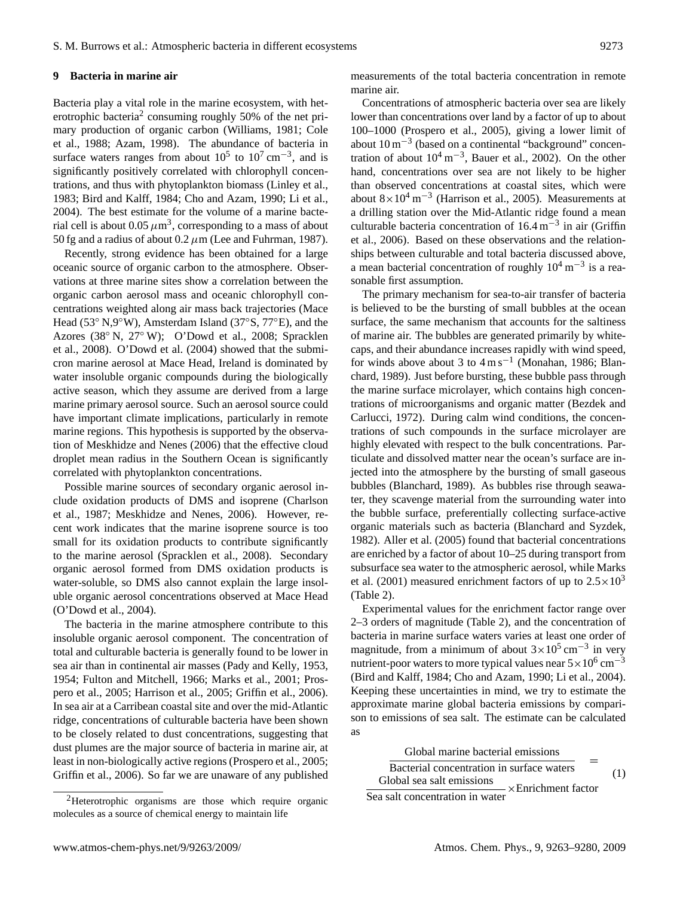## 9 Bacteria in marine air

Bacteria play a vital role in the marine ecosystem, with heterotrophic bacteria[2] consuming roughly 50% of the net primary production of organic carbon (Williams, 1981; Cole et al., 1988; Azam, 1998). The abundance of bacteria in surface waters ranges from about $10^5$ to $10^7\,\mathrm{cm}^{-3}$, and is significantly positively correlated with chlorophyll concentrations, and thus with phytoplankton biomass (Linley et al., 1983; Bird and Kalff, 1984; Cho and Azam, 1990; Li et al., 2004). The best estimate for the volume of a marine bacterial cell is about $0.05\,\mu\mathrm{m}^3$, corresponding to a mass of about 50 fg and a radius of about $0.2\,\mu\mathrm{m}$ (Lee and Fuhrman, 1987).

Recently, strong evidence has been obtained for a large oceanic source of organic carbon to the atmosphere. Observations at three marine sites show a correlation between the organic carbon aerosol mass and oceanic chlorophyll concentrations weighted along air mass back trajectories (Mace Head (53° N,9°W), Amsterdam Island (37°S, 77°E), and the Azores (38° N, 27° W); O'Dowd et al., 2008; Spracklen et al., 2008). O'Dowd et al. (2004) showed that the submicron marine aerosol at Mace Head, Ireland is dominated by water insoluble organic compounds during the biologically active season, which they assume are derived from a large marine primary aerosol source. Such an aerosol source could have important climate implications, particularly in remote marine regions. This hypothesis is supported by the observation of Meskhidze and Nenes (2006) that the effective cloud droplet mean radius in the Southern Ocean is significantly correlated with phytoplankton concentrations.

Possible marine sources of secondary organic aerosol include oxidation products of DMS and isoprene (Charlson et al., 1987; Meskhidze and Nenes, 2006). However, recent work indicates that the marine isoprene source is too small for its oxidation products to contribute significantly to the marine aerosol (Spracklen et al., 2008). Secondary organic aerosol formed from DMS oxidation products is water-soluble, so DMS also cannot explain the large insoluble organic aerosol concentrations observed at Mace Head (O'Dowd et al., 2004).

The bacteria in the marine atmosphere contribute to this insoluble organic aerosol component. The concentration of total and culturable bacteria is generally found to be lower in sea air than in continental air masses (Pady and Kelly, 1953, 1954; Fulton and Mitchell, 1966; Marks et al., 2001; Prospero et al., 2005; Harrison et al., 2005; Griffin et al., 2006). In sea air at a Carribean coastal site and over the mid-Atlantic ridge, concentrations of culturable bacteria have been shown to be closely related to dust concentrations, suggesting that dust plumes are the major source of bacteria in marine air, at least in non-biologically active regions (Prospero et al., 2005; Griffin et al., 2006). So far we are unaware of any published measurements of the total bacteria concentration in remote marine air.

Concentrations of atmospheric bacteria over sea are likely lower than concentrations over land by a factor of up to about 100–1000 (Prospero et al., 2005), giving a lower limit of about $10\,\mathrm{m}^{-3}$ (based on a continental "background" concentration of about $10^4\,\mathrm{m}^{-3}$, Bauer et al., 2002). On the other hand, concentrations over sea are not likely to be higher than observed concentrations at coastal sites, which were about $8\times10^4\,\mathrm{m}^{-3}$ (Harrison et al., 2005). Measurements at a drilling station over the Mid-Atlantic ridge found a mean culturable bacteria concentration of $16.4\,\mathrm{m}^{-3}$ in air (Griffin et al., 2006). Based on these observations and the relationships between culturable and total bacteria discussed above, a mean bacterial concentration of roughly $10^4\,\mathrm{m}^{-3}$ is a reasonable first assumption.

The primary mechanism for sea-to-air transfer of bacteria is believed to be the bursting of small bubbles at the ocean surface, the same mechanism that accounts for the saltiness of marine air. The bubbles are generated primarily by whitecaps, and their abundance increases rapidly with wind speed, for winds above about 3 to $4\,\mathrm{m\,s}^{-1}$ (Monahan, 1986; Blanchard, 1989). Just before bursting, these bubble pass through the marine surface microlayer, which contains high concentrations of microorganisms and organic matter (Bezdek and Carlucci, 1972). During calm wind conditions, the concentrations of such compounds in the surface microlayer are highly elevated with respect to the bulk concentrations. Particulate and dissolved matter near the ocean's surface are injected into the atmosphere by the bursting of small gaseous bubbles (Blanchard, 1989). As bubbles rise through seawater, they scavenge material from the surrounding water into the bubble surface, preferentially collecting surface-active organic materials such as bacteria (Blanchard and Syzdek, 1982). Aller et al. (2005) found that bacterial concentrations are enriched by a factor of about 10–25 during transport from subsurface sea water to the atmospheric aerosol, while Marks et al. (2001) measured enrichment factors of up to $2.5\times10^3$ (Table 2).

Experimental values for the enrichment factor range over 2–3 orders of magnitude (Table 2), and the concentration of bacteria in marine surface waters varies at least one order of magnitude, from a minimum of about $3\times10^5\,\mathrm{cm}^{-3}$ in very nutrient-poor waters to more typical values near $5\times10^6\,\mathrm{cm}^{-3}$ (Bird and Kalff, 1984; Cho and Azam, 1990; Li et al., 2004). Keeping these uncertainties in mind, we try to estimate the approximate marine global bacteria emissions by comparison to emissions of sea salt. The estimate can be calculated as

$$\frac{\text{Global marine bacterial emissions}}{\text{Bacterial concentration in surface waters}} = \frac{\text{Global sea salt emissions}}{\text{Sea salt concentration in water}} \times \text{Enrichment factor} \tag{1}$$

[2]Heterotrophic organisms are those which require organic molecules as a source of chemical energy to maintain life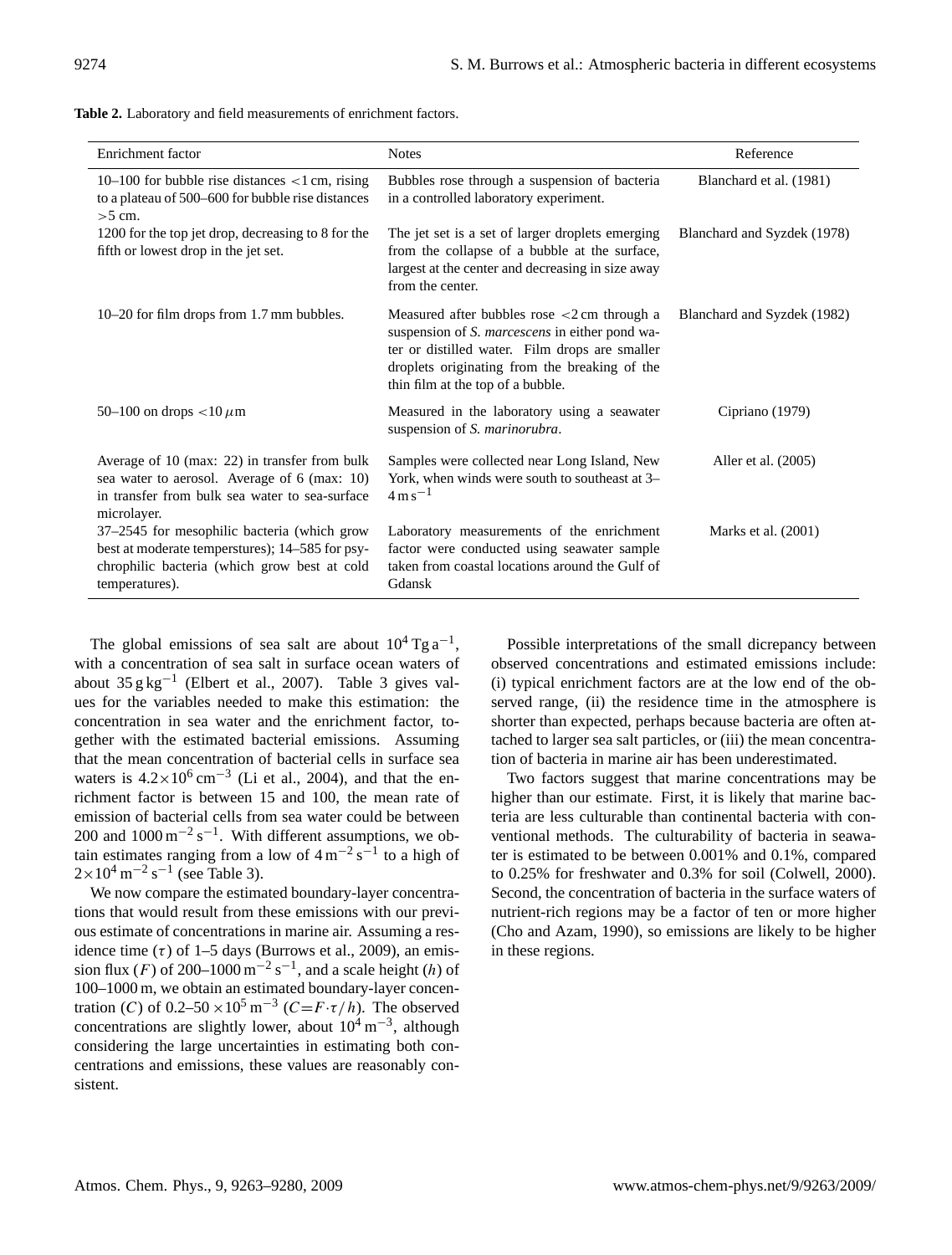**Table 2.** Laboratory and field measurements of enrichment factors.

| Enrichment factor | Notes | Reference |
|---|---|---|
| 10–100 for bubble rise distances <1 cm, rising to a plateau of 500–600 for bubble rise distances >5 cm. | Bubbles rose through a suspension of bacteria in a controlled laboratory experiment. | Blanchard et al. (1981) |
| 1200 for the top jet drop, decreasing to 8 for the fifth or lowest drop in the jet set. | The jet set is a set of larger droplets emerging from the collapse of a bubble at the surface, largest at the center and decreasing in size away from the center. | Blanchard and Syzdek (1978) |
| 10–20 for film drops from 1.7 mm bubbles. | Measured after bubbles rose <2 cm through a suspension of *S. marcescens* in either pond water or distilled water. Film drops are smaller droplets originating from the breaking of the thin film at the top of a bubble. | Blanchard and Syzdek (1982) |
| 50–100 on drops <10 $\mu$m | Measured in the laboratory using a seawater suspension of *S. marinorubra*. | Cipriano (1979) |
| Average of 10 (max: 22) in transfer from bulk sea water to aerosol. Average of 6 (max: 10) in transfer from bulk sea water to sea-surface microlayer. | Samples were collected near Long Island, New York, when winds were south to southeast at 3–4 $\mathrm{m\,s^{-1}}$ | Aller et al. (2005) |
| 37–2545 for mesophilic bacteria (which grow best at moderate temperstures); 14–585 for psychrophilic bacteria (which grow best at cold temperatures). | Laboratory measurements of the enrichment factor were conducted using seawater sample taken from coastal locations around the Gulf of Gdansk | Marks et al. (2001) |

The global emissions of sea salt are about $10^4\,\mathrm{Tg\,a^{-1}}$, with a concentration of sea salt in surface ocean waters of about $35\,\mathrm{g\,kg^{-1}}$ (Elbert et al., 2007). Table 3 gives values for the variables needed to make this estimation: the concentration in sea water and the enrichment factor, together with the estimated bacterial emissions. Assuming that the mean concentration of bacterial cells in surface sea waters is $4.2\times10^6\,\mathrm{cm^{-3}}$ (Li et al., 2004), and that the enrichment factor is between 15 and 100, the mean rate of emission of bacterial cells from sea water could be between 200 and $1000\,\mathrm{m^{-2}\,s^{-1}}$. With different assumptions, we obtain estimates ranging from a low of $4\,\mathrm{m^{-2}\,s^{-1}}$ to a high of $2\times10^4\,\mathrm{m^{-2}\,s^{-1}}$ (see Table 3).

We now compare the estimated boundary-layer concentrations that would result from these emissions with our previous estimate of concentrations in marine air. Assuming a residence time ($\tau$) of 1–5 days (Burrows et al., 2009), an emission flux ($F$) of 200–$1000\,\mathrm{m^{-2}\,s^{-1}}$, and a scale height ($h$) of 100–1000 m, we obtain an estimated boundary-layer concentration ($C$) of 0.2–$50\times10^5\,\mathrm{m^{-3}}$ ($C=F\cdot\tau/h$). The observed concentrations are slightly lower, about $10^4\,\mathrm{m^{-3}}$, although considering the large uncertainties in estimating both concentrations and emissions, these values are reasonably consistent.

Possible interpretations of the small dicrepancy between observed concentrations and estimated emissions include: (i) typical enrichment factors are at the low end of the observed range, (ii) the residence time in the atmosphere is shorter than expected, perhaps because bacteria are often attached to larger sea salt particles, or (iii) the mean concentration of bacteria in marine air has been underestimated.

Two factors suggest that marine concentrations may be higher than our estimate. First, it is likely that marine bacteria are less culturable than continental bacteria with conventional methods. The culturability of bacteria in seawater is estimated to be between 0.001% and 0.1%, compared to 0.25% for freshwater and 0.3% for soil (Colwell, 2000). Second, the concentration of bacteria in the surface waters of nutrient-rich regions may be a factor of ten or more higher (Cho and Azam, 1990), so emissions are likely to be higher in these regions.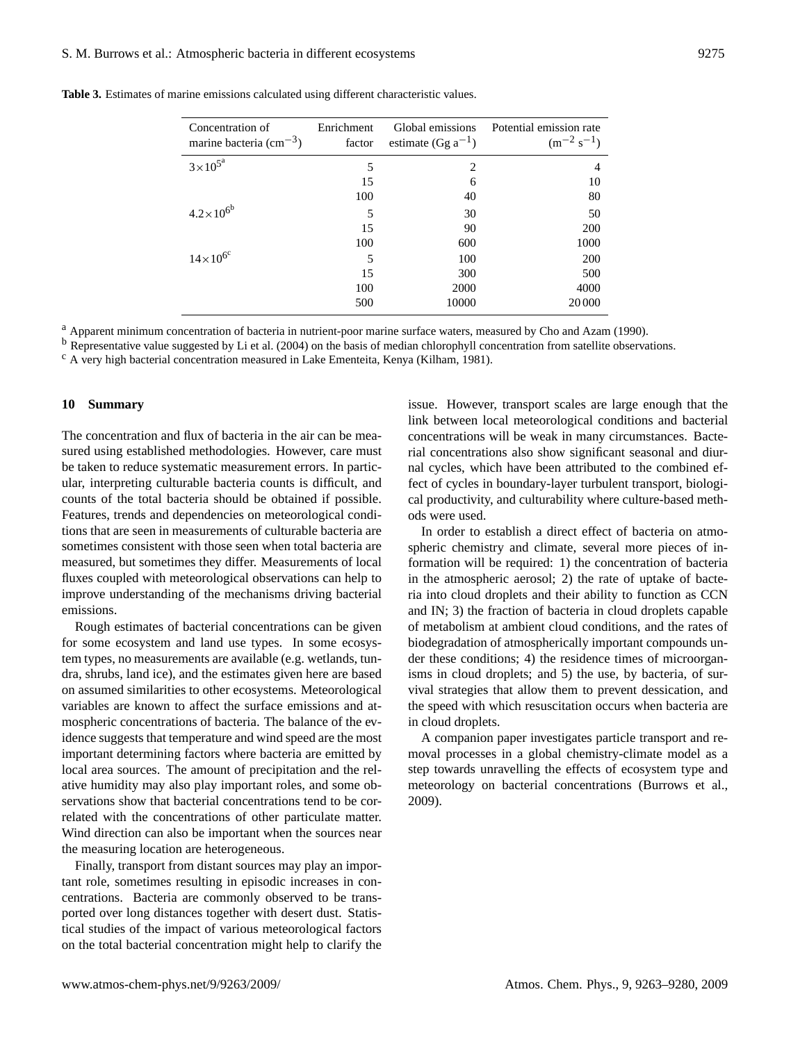**Table 3.** Estimates of marine emissions calculated using different characteristic values.

| Concentration of marine bacteria ($cm^{-3}$) | Enrichment factor | Global emissions estimate ($Gg\ a^{-1}$) | Potential emission rate ($m^{-2}\ s^{-1}$) |
|---|---|---|---|
| $3\times10^{5}$ [a] | 5 | 2 | 4 |
| | 15 | 6 | 10 |
| | 100 | 40 | 80 |
| $4.2\times10^{6}$ [b] | 5 | 30 | 50 |
| | 15 | 90 | 200 |
| | 100 | 600 | 1000 |
| $14\times10^{6}$ [c] | 5 | 100 | 200 |
| | 15 | 300 | 500 |
| | 100 | 2000 | 4000 |
| | 500 | 10000 | 20 000 |

[a] Apparent minimum concentration of bacteria in nutrient-poor marine surface waters, measured by Cho and Azam (1990).
[b] Representative value suggested by Li et al. (2004) on the basis of median chlorophyll concentration from satellite observations.
[c] A very high bacterial concentration measured in Lake Ementeita, Kenya (Kilham, 1981).

## 10 Summary

The concentration and flux of bacteria in the air can be measured using established methodologies. However, care must be taken to reduce systematic measurement errors. In particular, interpreting culturable bacteria counts is difficult, and counts of the total bacteria should be obtained if possible. Features, trends and dependencies on meteorological conditions that are seen in measurements of culturable bacteria are sometimes consistent with those seen when total bacteria are measured, but sometimes they differ. Measurements of local fluxes coupled with meteorological observations can help to improve understanding of the mechanisms driving bacterial emissions.

Rough estimates of bacterial concentrations can be given for some ecosystem and land use types. In some ecosystem types, no measurements are available (e.g. wetlands, tundra, shrubs, land ice), and the estimates given here are based on assumed similarities to other ecosystems. Meteorological variables are known to affect the surface emissions and atmospheric concentrations of bacteria. The balance of the evidence suggests that temperature and wind speed are the most important determining factors where bacteria are emitted by local area sources. The amount of precipitation and the relative humidity may also play important roles, and some observations show that bacterial concentrations tend to be correlated with the concentrations of other particulate matter. Wind direction can also be important when the sources near the measuring location are heterogeneous.

Finally, transport from distant sources may play an important role, sometimes resulting in episodic increases in concentrations. Bacteria are commonly observed to be transported over long distances together with desert dust. Statistical studies of the impact of various meteorological factors on the total bacterial concentration might help to clarify the issue. However, transport scales are large enough that the link between local meteorological conditions and bacterial concentrations will be weak in many circumstances. Bacterial concentrations also show significant seasonal and diurnal cycles, which have been attributed to the combined effect of cycles in boundary-layer turbulent transport, biological productivity, and culturability where culture-based methods were used.

In order to establish a direct effect of bacteria on atmospheric chemistry and climate, several more pieces of information will be required: 1) the concentration of bacteria in the atmospheric aerosol; 2) the rate of uptake of bacteria into cloud droplets and their ability to function as CCN and IN; 3) the fraction of bacteria in cloud droplets capable of metabolism at ambient cloud conditions, and the rates of biodegradation of atmospherically important compounds under these conditions; 4) the residence times of microorganisms in cloud droplets; and 5) the use, by bacteria, of survival strategies that allow them to prevent dessication, and the speed with which resuscitation occurs when bacteria are in cloud droplets.

A companion paper investigates particle transport and removal processes in a global chemistry-climate model as a step towards unravelling the effects of ecosystem type and meteorology on bacterial concentrations (Burrows et al., 2009).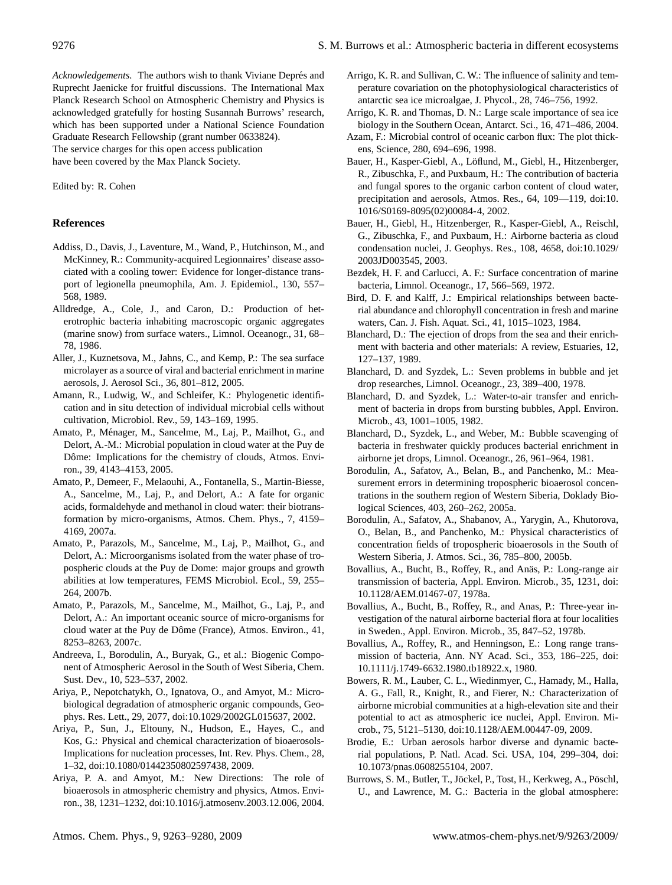*Acknowledgements.* The authors wish to thank Viviane Deprés and Ruprecht Jaenicke for fruitful discussions. The International Max Planck Research School for Atmospheric Chemistry and Physics is acknowledged gratefully for hosting Susannah Burrows' research, which has been supported under a National Science Foundation Graduate Research Fellowship (grant number 0633824).
The service charges for this open access publication have been covered by the Max Planck Society.

Edited by: R. Cohen

## References

- Addiss, D., Davis, J., Laventure, M., Wand, P., Hutchinson, M., and McKinney, R.: Community-acquired Legionnaires' disease associated with a cooling tower: Evidence for longer-distance transport of legionella pneumophila, Am. J. Epidemiol., 130, 557–568, 1989.
- Alldredge, A., Cole, J., and Caron, D.: Production of heterotrophic bacteria inhabiting macroscopic organic aggregates (marine snow) from surface waters., Limnol. Oceanogr., 31, 68–78, 1986.
- Aller, J., Kuznetsova, M., Jahns, C., and Kemp, P.: The sea surface microlayer as a source of viral and bacterial enrichment in marine aerosols, J. Aerosol Sci., 36, 801–812, 2005.
- Amann, R., Ludwig, W., and Schleifer, K.: Phylogenetic identification and in situ detection of individual microbial cells without cultivation, Microbiol. Rev., 59, 143–169, 1995.
- Amato, P., Ménager, M., Sancelme, M., Laj, P., Mailhot, G., and Delort, A.-M.: Microbial population in cloud water at the Puy de Dôme: Implications for the chemistry of clouds, Atmos. Environ., 39, 4143–4153, 2005.
- Amato, P., Demeer, F., Melaouhi, A., Fontanella, S., Martin-Biesse, A., Sancelme, M., Laj, P., and Delort, A.: A fate for organic acids, formaldehyde and methanol in cloud water: their biotransformation by micro-organisms, Atmos. Chem. Phys., 7, 4159–4169, 2007a.
- Amato, P., Parazols, M., Sancelme, M., Laj, P., Mailhot, G., and Delort, A.: Microorganisms isolated from the water phase of tropospheric clouds at the Puy de Dome: major groups and growth abilities at low temperatures, FEMS Microbiol. Ecol., 59, 255–264, 2007b.
- Amato, P., Parazols, M., Sancelme, M., Mailhot, G., Laj, P., and Delort, A.: An important oceanic source of micro-organisms for cloud water at the Puy de Dôme (France), Atmos. Environ., 41, 8253–8263, 2007c.
- Andreeva, I., Borodulin, A., Buryak, G., et al.: Biogenic Component of Atmospheric Aerosol in the South of West Siberia, Chem. Sust. Dev., 10, 523–537, 2002.
- Ariya, P., Nepotchatykh, O., Ignatova, O., and Amyot, M.: Microbiological degradation of atmospheric organic compounds, Geophys. Res. Lett., 29, 2077, doi:10.1029/2002GL015637, 2002.
- Ariya, P., Sun, J., Eltouny, N., Hudson, E., Hayes, C., and Kos, G.: Physical and chemical characterization of bioaerosols-Implications for nucleation processes, Int. Rev. Phys. Chem., 28, 1–32, doi:10.1080/01442350802597438, 2009.
- Ariya, P. A. and Amyot, M.: New Directions: The role of bioaerosols in atmospheric chemistry and physics, Atmos. Environ., 38, 1231–1232, doi:10.1016/j.atmosenv.2003.12.006, 2004.
- Arrigo, K. R. and Sullivan, C. W.: The influence of salinity and temperature covariation on the photophysiological characteristics of antarctic sea ice microalgae, J. Phycol., 28, 746–756, 1992.
- Arrigo, K. R. and Thomas, D. N.: Large scale importance of sea ice biology in the Southern Ocean, Antarct. Sci., 16, 471–486, 2004.
- Azam, F.: Microbial control of oceanic carbon flux: The plot thickens, Science, 280, 694–696, 1998.
- Bauer, H., Kasper-Giebl, A., Löflund, M., Giebl, H., Hitzenberger, R., Zibuschka, F., and Puxbaum, H.: The contribution of bacteria and fungal spores to the organic carbon content of cloud water, precipitation and aerosols, Atmos. Res., 64, 109—119, doi:10.1016/S0169-8095(02)00084-4, 2002.
- Bauer, H., Giebl, H., Hitzenberger, R., Kasper-Giebl, A., Reischl, G., Zibuschka, F., and Puxbaum, H.: Airborne bacteria as cloud condensation nuclei, J. Geophys. Res., 108, 4658, doi:10.1029/2003JD003545, 2003.
- Bezdek, H. F. and Carlucci, A. F.: Surface concentration of marine bacteria, Limnol. Oceanogr., 17, 566–569, 1972.
- Bird, D. F. and Kalff, J.: Empirical relationships between bacterial abundance and chlorophyll concentration in fresh and marine waters, Can. J. Fish. Aquat. Sci., 41, 1015–1023, 1984.
- Blanchard, D.: The ejection of drops from the sea and their enrichment with bacteria and other materials: A review, Estuaries, 12, 127–137, 1989.
- Blanchard, D. and Syzdek, L.: Seven problems in bubble and jet drop researches, Limnol. Oceanogr., 23, 389–400, 1978.
- Blanchard, D. and Syzdek, L.: Water-to-air transfer and enrichment of bacteria in drops from bursting bubbles, Appl. Environ. Microb., 43, 1001–1005, 1982.
- Blanchard, D., Syzdek, L., and Weber, M.: Bubble scavenging of bacteria in freshwater quickly produces bacterial enrichment in airborne jet drops, Limnol. Oceanogr., 26, 961–964, 1981.
- Borodulin, A., Safatov, A., Belan, B., and Panchenko, M.: Measurement errors in determining tropospheric bioaerosol concentrations in the southern region of Western Siberia, Doklady Biological Sciences, 403, 260–262, 2005a.
- Borodulin, A., Safatov, A., Shabanov, A., Yarygin, A., Khutorova, O., Belan, B., and Panchenko, M.: Physical characteristics of concentration fields of tropospheric bioaerosols in the South of Western Siberia, J. Atmos. Sci., 36, 785–800, 2005b.
- Bovallius, A., Bucht, B., Roffey, R., and Anäs, P.: Long-range air transmission of bacteria, Appl. Environ. Microb., 35, 1231, doi:10.1128/AEM.01467-07, 1978a.
- Bovallius, A., Bucht, B., Roffey, R., and Anas, P.: Three-year investigation of the natural airborne bacterial flora at four localities in Sweden., Appl. Environ. Microb., 35, 847–52, 1978b.
- Bovallius, A., Roffey, R., and Henningson, E.: Long range transmission of bacteria, Ann. NY Acad. Sci., 353, 186–225, doi:10.1111/j.1749-6632.1980.tb18922.x, 1980.
- Bowers, R. M., Lauber, C. L., Wiedinmyer, C., Hamady, M., Halla, A. G., Fall, R., Knight, R., and Fierer, N.: Characterization of airborne microbial communities at a high-elevation site and their potential to act as atmospheric ice nuclei, Appl. Environ. Microb., 75, 5121–5130, doi:10.1128/AEM.00447-09, 2009.
- Brodie, E.: Urban aerosols harbor diverse and dynamic bacterial populations, P. Natl. Acad. Sci. USA, 104, 299–304, doi:10.1073/pnas.0608255104, 2007.
- Burrows, S. M., Butler, T., Jöckel, P., Tost, H., Kerkweg, A., Pöschl, U., and Lawrence, M. G.: Bacteria in the global atmosphere: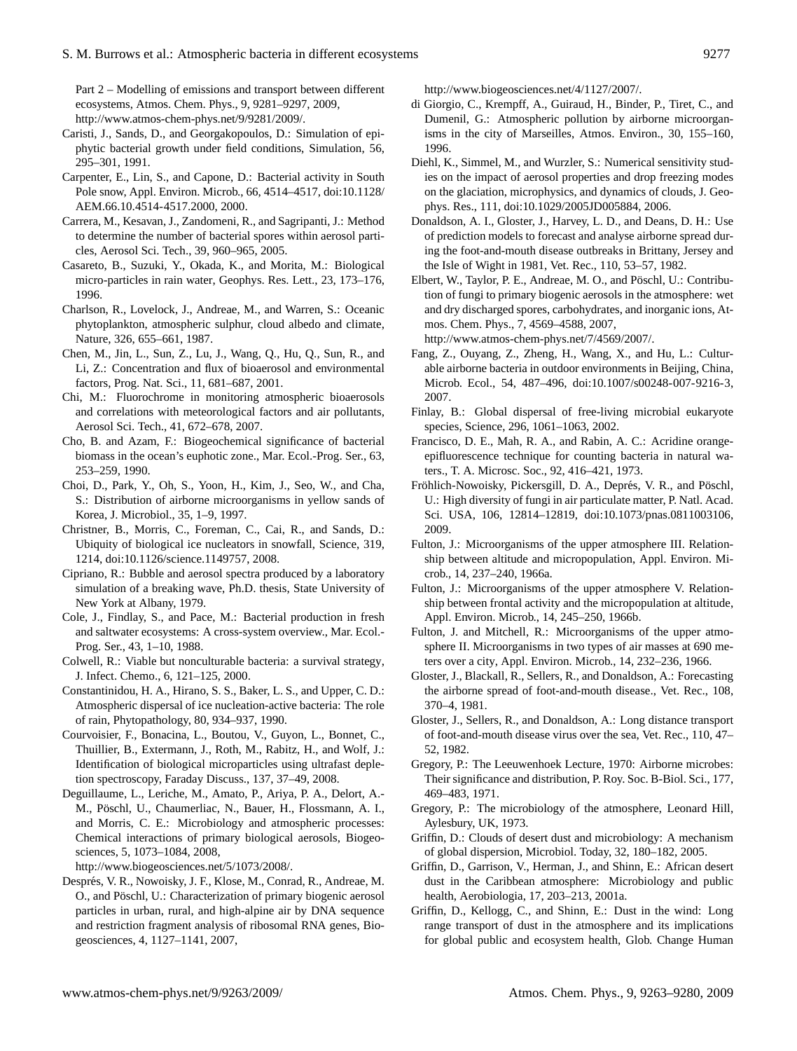Part 2 – Modelling of emissions and transport between different ecosystems, Atmos. Chem. Phys., 9, 9281–9297, 2009, http://www.atmos-chem-phys.net/9/9281/2009/.

Caristi, J., Sands, D., and Georgakopoulos, D.: Simulation of epiphytic bacterial growth under field conditions, Simulation, 56, 295–301, 1991.

Carpenter, E., Lin, S., and Capone, D.: Bacterial activity in South Pole snow, Appl. Environ. Microb., 66, 4514–4517, doi:10.1128/AEM.66.10.4514-4517.2000, 2000.

Carrera, M., Kesavan, J., Zandomeni, R., and Sagripanti, J.: Method to determine the number of bacterial spores within aerosol particles, Aerosol Sci. Tech., 39, 960–965, 2005.

Casareto, B., Suzuki, Y., Okada, K., and Morita, M.: Biological micro-particles in rain water, Geophys. Res. Lett., 23, 173–176, 1996.

Charlson, R., Lovelock, J., Andreae, M., and Warren, S.: Oceanic phytoplankton, atmospheric sulphur, cloud albedo and climate, Nature, 326, 655–661, 1987.

Chen, M., Jin, L., Sun, Z., Lu, J., Wang, Q., Hu, Q., Sun, R., and Li, Z.: Concentration and flux of bioaerosol and environmental factors, Prog. Nat. Sci., 11, 681–687, 2001.

Chi, M.: Fluorochrome in monitoring atmospheric bioaerosols and correlations with meteorological factors and air pollutants, Aerosol Sci. Tech., 41, 672–678, 2007.

Cho, B. and Azam, F.: Biogeochemical significance of bacterial biomass in the ocean's euphotic zone., Mar. Ecol.-Prog. Ser., 63, 253–259, 1990.

Choi, D., Park, Y., Oh, S., Yoon, H., Kim, J., Seo, W., and Cha, S.: Distribution of airborne microorganisms in yellow sands of Korea, J. Microbiol., 35, 1–9, 1997.

Christner, B., Morris, C., Foreman, C., Cai, R., and Sands, D.: Ubiquity of biological ice nucleators in snowfall, Science, 319, 1214, doi:10.1126/science.1149757, 2008.

Cipriano, R.: Bubble and aerosol spectra produced by a laboratory simulation of a breaking wave, Ph.D. thesis, State University of New York at Albany, 1979.

Cole, J., Findlay, S., and Pace, M.: Bacterial production in fresh and saltwater ecosystems: A cross-system overview., Mar. Ecol.-Prog. Ser., 43, 1–10, 1988.

Colwell, R.: Viable but nonculturable bacteria: a survival strategy, J. Infect. Chemo., 6, 121–125, 2000.

Constantinidou, H. A., Hirano, S. S., Baker, L. S., and Upper, C. D.: Atmospheric dispersal of ice nucleation-active bacteria: The role of rain, Phytopathology, 80, 934–937, 1990.

Courvoisier, F., Bonacina, L., Boutou, V., Guyon, L., Bonnet, C., Thuillier, B., Extermann, J., Roth, M., Rabitz, H., and Wolf, J.: Identification of biological microparticles using ultrafast depletion spectroscopy, Faraday Discuss., 137, 37–49, 2008.

Deguillaume, L., Leriche, M., Amato, P., Ariya, P. A., Delort, A.-M., Pöschl, U., Chaumerliac, N., Bauer, H., Flossmann, A. I., and Morris, C. E.: Microbiology and atmospheric processes: Chemical interactions of primary biological aerosols, Biogeosciences, 5, 1073–1084, 2008, http://www.biogeosciences.net/5/1073/2008/.

Després, V. R., Nowoisky, J. F., Klose, M., Conrad, R., Andreae, M. O., and Pöschl, U.: Characterization of primary biogenic aerosol particles in urban, rural, and high-alpine air by DNA sequence and restriction fragment analysis of ribosomal RNA genes, Biogeosciences, 4, 1127–1141, 2007, http://www.biogeosciences.net/4/1127/2007/.

di Giorgio, C., Krempff, A., Guiraud, H., Binder, P., Tiret, C., and Dumenil, G.: Atmospheric pollution by airborne microorganisms in the city of Marseilles, Atmos. Environ., 30, 155–160, 1996.

Diehl, K., Simmel, M., and Wurzler, S.: Numerical sensitivity studies on the impact of aerosol properties and drop freezing modes on the glaciation, microphysics, and dynamics of clouds, J. Geophys. Res., 111, doi:10.1029/2005JD005884, 2006.

Donaldson, A. I., Gloster, J., Harvey, L. D., and Deans, D. H.: Use of prediction models to forecast and analyse airborne spread during the foot-and-mouth disease outbreaks in Brittany, Jersey and the Isle of Wight in 1981, Vet. Rec., 110, 53–57, 1982.

Elbert, W., Taylor, P. E., Andreae, M. O., and Pöschl, U.: Contribution of fungi to primary biogenic aerosols in the atmosphere: wet and dry discharged spores, carbohydrates, and inorganic ions, Atmos. Chem. Phys., 7, 4569–4588, 2007, http://www.atmos-chem-phys.net/7/4569/2007/.

Fang, Z., Ouyang, Z., Zheng, H., Wang, X., and Hu, L.: Culturable airborne bacteria in outdoor environments in Beijing, China, Microb. Ecol., 54, 487–496, doi:10.1007/s00248-007-9216-3, 2007.

Finlay, B.: Global dispersal of free-living microbial eukaryote species, Science, 296, 1061–1063, 2002.

Francisco, D. E., Mah, R. A., and Rabin, A. C.: Acridine orange-epifluorescence technique for counting bacteria in natural waters., T. A. Microsc. Soc., 92, 416–421, 1973.

Fröhlich-Nowoisky, Pickersgill, D. A., Després, V. R., and Pöschl, U.: High diversity of fungi in air particulate matter, P. Natl. Acad. Sci. USA, 106, 12814–12819, doi:10.1073/pnas.0811003106, 2009.

Fulton, J.: Microorganisms of the upper atmosphere III. Relationship between altitude and micropopulation, Appl. Environ. Microb., 14, 237–240, 1966a.

Fulton, J.: Microorganisms of the upper atmosphere V. Relationship between frontal activity and the micropopulation at altitude, Appl. Environ. Microb., 14, 245–250, 1966b.

Fulton, J. and Mitchell, R.: Microorganisms of the upper atmosphere II. Microorganisms in two types of air masses at 690 meters over a city, Appl. Environ. Microb., 14, 232–236, 1966.

Gloster, J., Blackall, R., Sellers, R., and Donaldson, A.: Forecasting the airborne spread of foot-and-mouth disease., Vet. Rec., 108, 370–4, 1981.

Gloster, J., Sellers, R., and Donaldson, A.: Long distance transport of foot-and-mouth disease virus over the sea, Vet. Rec., 110, 47–52, 1982.

Gregory, P.: The Leeuwenhoek Lecture, 1970: Airborne microbes: Their significance and distribution, P. Roy. Soc. B-Biol. Sci., 177, 469–483, 1971.

Gregory, P.: The microbiology of the atmosphere, Leonard Hill, Aylesbury, UK, 1973.

Griffin, D.: Clouds of desert dust and microbiology: A mechanism of global dispersion, Microbiol. Today, 32, 180–182, 2005.

Griffin, D., Garrison, V., Herman, J., and Shinn, E.: African desert dust in the Caribbean atmosphere: Microbiology and public health, Aerobiologia, 17, 203–213, 2001a.

Griffin, D., Kellogg, C., and Shinn, E.: Dust in the wind: Long range transport of dust in the atmosphere and its implications for global public and ecosystem health, Glob. Change Human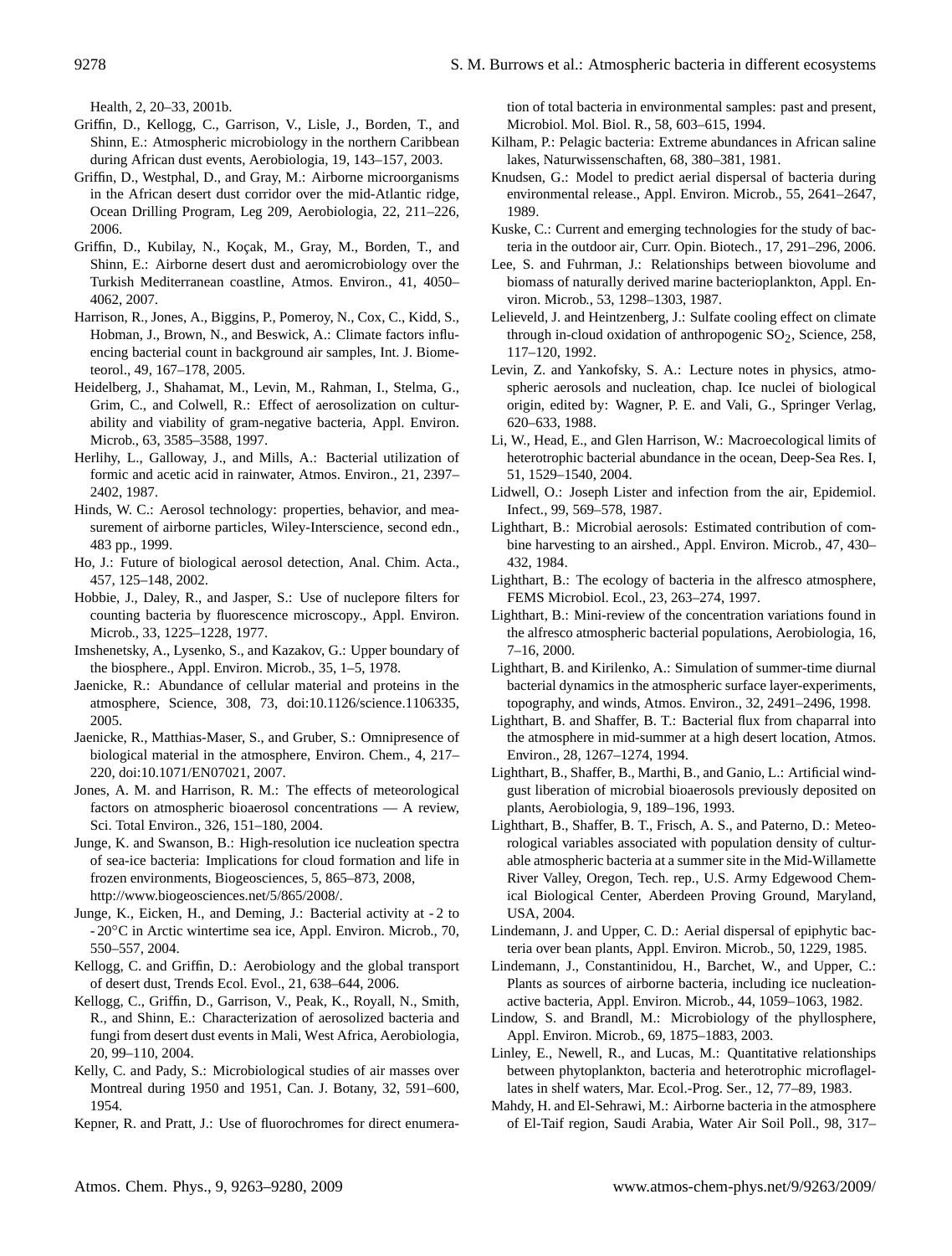Health, 2, 20–33, 2001b.

Griffin, D., Kellogg, C., Garrison, V., Lisle, J., Borden, T., and Shinn, E.: Atmospheric microbiology in the northern Caribbean during African dust events, Aerobiologia, 19, 143–157, 2003.

Griffin, D., Westphal, D., and Gray, M.: Airborne microorganisms in the African desert dust corridor over the mid-Atlantic ridge, Ocean Drilling Program, Leg 209, Aerobiologia, 22, 211–226, 2006.

Griffin, D., Kubilay, N., Koçak, M., Gray, M., Borden, T., and Shinn, E.: Airborne desert dust and aeromicrobiology over the Turkish Mediterranean coastline, Atmos. Environ., 41, 4050–4062, 2007.

Harrison, R., Jones, A., Biggins, P., Pomeroy, N., Cox, C., Kidd, S., Hobman, J., Brown, N., and Beswick, A.: Climate factors influencing bacterial count in background air samples, Int. J. Biometeorol., 49, 167–178, 2005.

Heidelberg, J., Shahamat, M., Levin, M., Rahman, I., Stelma, G., Grim, C., and Colwell, R.: Effect of aerosolization on culturability and viability of gram-negative bacteria, Appl. Environ. Microb., 63, 3585–3588, 1997.

Herlihy, L., Galloway, J., and Mills, A.: Bacterial utilization of formic and acetic acid in rainwater, Atmos. Environ., 21, 2397–2402, 1987.

Hinds, W. C.: Aerosol technology: properties, behavior, and measurement of airborne particles, Wiley-Interscience, second edn., 483 pp., 1999.

Ho, J.: Future of biological aerosol detection, Anal. Chim. Acta., 457, 125–148, 2002.

Hobbie, J., Daley, R., and Jasper, S.: Use of nuclepore filters for counting bacteria by fluorescence microscopy., Appl. Environ. Microb., 33, 1225–1228, 1977.

Imshenetsky, A., Lysenko, S., and Kazakov, G.: Upper boundary of the biosphere., Appl. Environ. Microb., 35, 1–5, 1978.

Jaenicke, R.: Abundance of cellular material and proteins in the atmosphere, Science, 308, 73, doi:10.1126/science.1106335, 2005.

Jaenicke, R., Matthias-Maser, S., and Gruber, S.: Omnipresence of biological material in the atmosphere, Environ. Chem., 4, 217–220, doi:10.1071/EN07021, 2007.

Jones, A. M. and Harrison, R. M.: The effects of meteorological factors on atmospheric bioaerosol concentrations — A review, Sci. Total Environ., 326, 151–180, 2004.

Junge, K. and Swanson, B.: High-resolution ice nucleation spectra of sea-ice bacteria: Implications for cloud formation and life in frozen environments, Biogeosciences, 5, 865–873, 2008, http://www.biogeosciences.net/5/865/2008/.

Junge, K., Eicken, H., and Deming, J.: Bacterial activity at - 2 to - 20°C in Arctic wintertime sea ice, Appl. Environ. Microb., 70, 550–557, 2004.

Kellogg, C. and Griffin, D.: Aerobiology and the global transport of desert dust, Trends Ecol. Evol., 21, 638–644, 2006.

Kellogg, C., Griffin, D., Garrison, V., Peak, K., Royall, N., Smith, R., and Shinn, E.: Characterization of aerosolized bacteria and fungi from desert dust events in Mali, West Africa, Aerobiologia, 20, 99–110, 2004.

Kelly, C. and Pady, S.: Microbiological studies of air masses over Montreal during 1950 and 1951, Can. J. Botany, 32, 591–600, 1954.

Kepner, R. and Pratt, J.: Use of fluorochromes for direct enumeration of total bacteria in environmental samples: past and present, Microbiol. Mol. Biol. R., 58, 603–615, 1994.

Kilham, P.: Pelagic bacteria: Extreme abundances in African saline lakes, Naturwissenschaften, 68, 380–381, 1981.

Knudsen, G.: Model to predict aerial dispersal of bacteria during environmental release., Appl. Environ. Microb., 55, 2641–2647, 1989.

Kuske, C.: Current and emerging technologies for the study of bacteria in the outdoor air, Curr. Opin. Biotech., 17, 291–296, 2006.

Lee, S. and Fuhrman, J.: Relationships between biovolume and biomass of naturally derived marine bacterioplankton, Appl. Environ. Microb., 53, 1298–1303, 1987.

Lelieveld, J. and Heintzenberg, J.: Sulfate cooling effect on climate through in-cloud oxidation of anthropogenic $SO_2$, Science, 258, 117–120, 1992.

Levin, Z. and Yankofsky, S. A.: Lecture notes in physics, atmospheric aerosols and nucleation, chap. Ice nuclei of biological origin, edited by: Wagner, P. E. and Vali, G., Springer Verlag, 620–633, 1988.

Li, W., Head, E., and Glen Harrison, W.: Macroecological limits of heterotrophic bacterial abundance in the ocean, Deep-Sea Res. I, 51, 1529–1540, 2004.

Lidwell, O.: Joseph Lister and infection from the air, Epidemiol. Infect., 99, 569–578, 1987.

Lighthart, B.: Microbial aerosols: Estimated contribution of combine harvesting to an airshed., Appl. Environ. Microb., 47, 430–432, 1984.

Lighthart, B.: The ecology of bacteria in the alfresco atmosphere, FEMS Microbiol. Ecol., 23, 263–274, 1997.

Lighthart, B.: Mini-review of the concentration variations found in the alfresco atmospheric bacterial populations, Aerobiologia, 16, 7–16, 2000.

Lighthart, B. and Kirilenko, A.: Simulation of summer-time diurnal bacterial dynamics in the atmospheric surface layer-experiments, topography, and winds, Atmos. Environ., 32, 2491–2496, 1998.

Lighthart, B. and Shaffer, B. T.: Bacterial flux from chaparral into the atmosphere in mid-summer at a high desert location, Atmos. Environ., 28, 1267–1274, 1994.

Lighthart, B., Shaffer, B., Marthi, B., and Ganio, L.: Artificial wind-gust liberation of microbial bioaerosols previously deposited on plants, Aerobiologia, 9, 189–196, 1993.

Lighthart, B., Shaffer, B. T., Frisch, A. S., and Paterno, D.: Meteorological variables associated with population density of culturable atmospheric bacteria at a summer site in the Mid-Willamette River Valley, Oregon, Tech. rep., U.S. Army Edgewood Chemical Biological Center, Aberdeen Proving Ground, Maryland, USA, 2004.

Lindemann, J. and Upper, C. D.: Aerial dispersal of epiphytic bacteria over bean plants, Appl. Environ. Microb., 50, 1229, 1985.

Lindemann, J., Constantinidou, H., Barchet, W., and Upper, C.: Plants as sources of airborne bacteria, including ice nucleation-active bacteria, Appl. Environ. Microb., 44, 1059–1063, 1982.

Lindow, S. and Brandl, M.: Microbiology of the phyllosphere, Appl. Environ. Microb., 69, 1875–1883, 2003.

Linley, E., Newell, R., and Lucas, M.: Quantitative relationships between phytoplankton, bacteria and heterotrophic microflagellates in shelf waters, Mar. Ecol.-Prog. Ser., 12, 77–89, 1983.

Mahdy, H. and El-Sehrawi, M.: Airborne bacteria in the atmosphere of El-Taif region, Saudi Arabia, Water Air Soil Poll., 98, 317–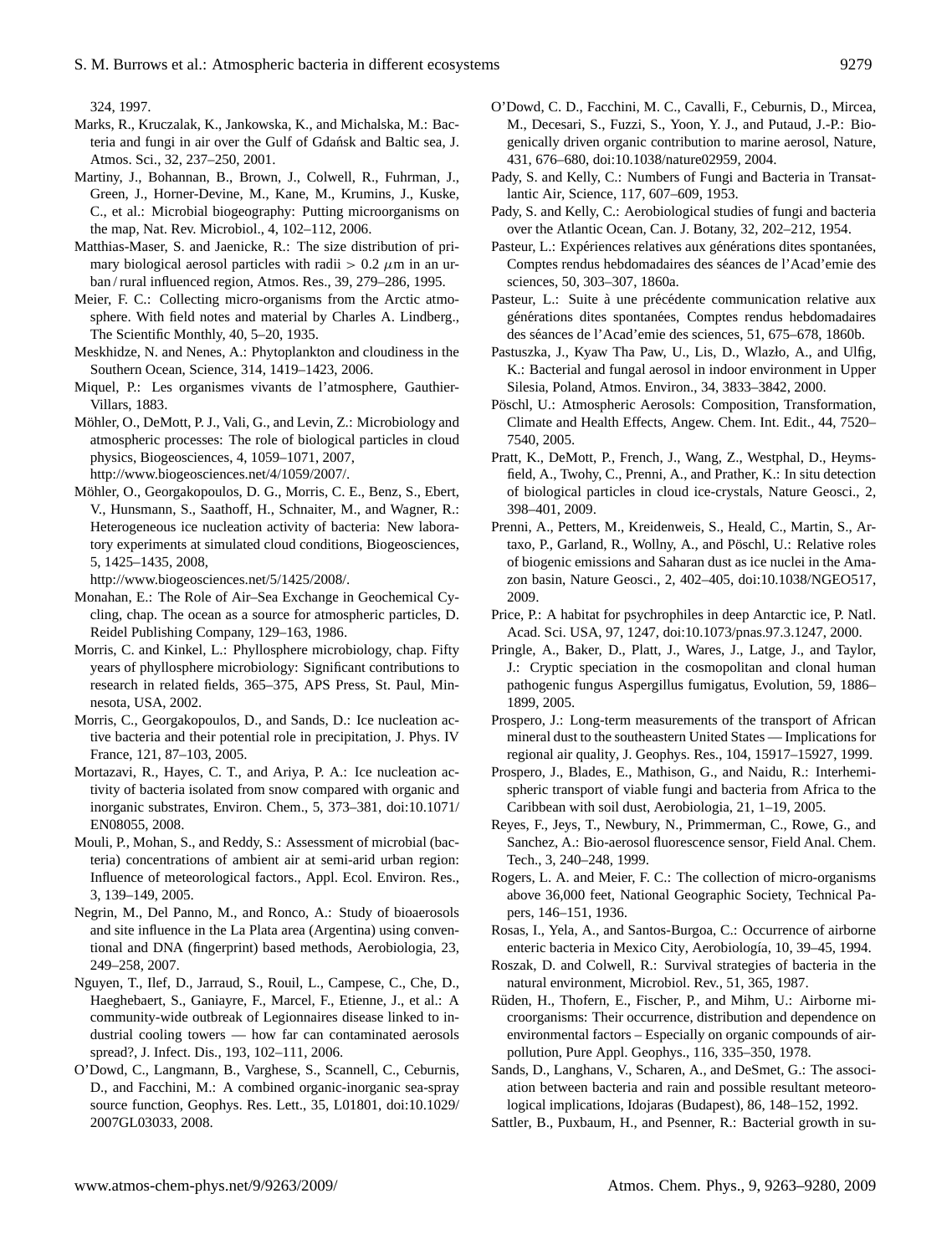324, 1997.

Marks, R., Kruczalak, K., Jankowska, K., and Michalska, M.: Bacteria and fungi in air over the Gulf of Gdańsk and Baltic sea, J. Atmos. Sci., 32, 237–250, 2001.

Martiny, J., Bohannan, B., Brown, J., Colwell, R., Fuhrman, J., Green, J., Horner-Devine, M., Kane, M., Krumins, J., Kuske, C., et al.: Microbial biogeography: Putting microorganisms on the map, Nat. Rev. Microbiol., 4, 102–112, 2006.

Matthias-Maser, S. and Jaenicke, R.: The size distribution of primary biological aerosol particles with radii $> 0.2\ \mu$m in an urban / rural influenced region, Atmos. Res., 39, 279–286, 1995.

Meier, F. C.: Collecting micro-organisms from the Arctic atmosphere. With field notes and material by Charles A. Lindberg., The Scientific Monthly, 40, 5–20, 1935.

Meskhidze, N. and Nenes, A.: Phytoplankton and cloudiness in the Southern Ocean, Science, 314, 1419–1423, 2006.

Miquel, P.: Les organismes vivants de l'atmosphere, Gauthier-Villars, 1883.

Möhler, O., DeMott, P. J., Vali, G., and Levin, Z.: Microbiology and atmospheric processes: The role of biological particles in cloud physics, Biogeosciences, 4, 1059–1071, 2007, http://www.biogeosciences.net/4/1059/2007/.

Möhler, O., Georgakopoulos, D. G., Morris, C. E., Benz, S., Ebert, V., Hunsmann, S., Saathoff, H., Schnaiter, M., and Wagner, R.: Heterogeneous ice nucleation activity of bacteria: New laboratory experiments at simulated cloud conditions, Biogeosciences, 5, 1425–1435, 2008, http://www.biogeosciences.net/5/1425/2008/.

Monahan, E.: The Role of Air–Sea Exchange in Geochemical Cycling, chap. The ocean as a source for atmospheric particles, D. Reidel Publishing Company, 129–163, 1986.

Morris, C. and Kinkel, L.: Phyllosphere microbiology, chap. Fifty years of phyllosphere microbiology: Significant contributions to research in related fields, 365–375, APS Press, St. Paul, Minnesota, USA, 2002.

Morris, C., Georgakopoulos, D., and Sands, D.: Ice nucleation active bacteria and their potential role in precipitation, J. Phys. IV France, 121, 87–103, 2005.

Mortazavi, R., Hayes, C. T., and Ariya, P. A.: Ice nucleation activity of bacteria isolated from snow compared with organic and inorganic substrates, Environ. Chem., 5, 373–381, doi:10.1071/EN08055, 2008.

Mouli, P., Mohan, S., and Reddy, S.: Assessment of microbial (bacteria) concentrations of ambient air at semi-arid urban region: Influence of meteorological factors., Appl. Ecol. Environ. Res., 3, 139–149, 2005.

Negrin, M., Del Panno, M., and Ronco, A.: Study of bioaerosols and site influence in the La Plata area (Argentina) using conventional and DNA (fingerprint) based methods, Aerobiologia, 23, 249–258, 2007.

Nguyen, T., Ilef, D., Jarraud, S., Rouil, L., Campese, C., Che, D., Haeghebaert, S., Ganiayre, F., Marcel, F., Etienne, J., et al.: A community-wide outbreak of Legionnaires disease linked to industrial cooling towers — how far can contaminated aerosols spread?, J. Infect. Dis., 193, 102–111, 2006.

O'Dowd, C., Langmann, B., Varghese, S., Scannell, C., Ceburnis, D., and Facchini, M.: A combined organic-inorganic sea-spray source function, Geophys. Res. Lett., 35, L01801, doi:10.1029/2007GL03033, 2008.

O'Dowd, C. D., Facchini, M. C., Cavalli, F., Ceburnis, D., Mircea, M., Decesari, S., Fuzzi, S., Yoon, Y. J., and Putaud, J.-P.: Biogenically driven organic contribution to marine aerosol, Nature, 431, 676–680, doi:10.1038/nature02959, 2004.

Pady, S. and Kelly, C.: Numbers of Fungi and Bacteria in Transatlantic Air, Science, 117, 607–609, 1953.

Pady, S. and Kelly, C.: Aerobiological studies of fungi and bacteria over the Atlantic Ocean, Can. J. Botany, 32, 202–212, 1954.

Pasteur, L.: Expériences relatives aux générations dites spontanées, Comptes rendus hebdomadaires des séances de l'Acad'emie des sciences, 50, 303–307, 1860a.

Pasteur, L.: Suite à une précédente communication relative aux générations dites spontanées, Comptes rendus hebdomadaires des séances de l'Acad'emie des sciences, 51, 675–678, 1860b.

Pastuszka, J., Kyaw Tha Paw, U., Lis, D., Wlazło, A., and Ulfig, K.: Bacterial and fungal aerosol in indoor environment in Upper Silesia, Poland, Atmos. Environ., 34, 3833–3842, 2000.

Pöschl, U.: Atmospheric Aerosols: Composition, Transformation, Climate and Health Effects, Angew. Chem. Int. Edit., 44, 7520–7540, 2005.

Pratt, K., DeMott, P., French, J., Wang, Z., Westphal, D., Heymsfield, A., Twohy, C., Prenni, A., and Prather, K.: In situ detection of biological particles in cloud ice-crystals, Nature Geosci., 2, 398–401, 2009.

Prenni, A., Petters, M., Kreidenweis, S., Heald, C., Martin, S., Artaxo, P., Garland, R., Wollny, A., and Pöschl, U.: Relative roles of biogenic emissions and Saharan dust as ice nuclei in the Amazon basin, Nature Geosci., 2, 402–405, doi:10.1038/NGEO517, 2009.

Price, P.: A habitat for psychrophiles in deep Antarctic ice, P. Natl. Acad. Sci. USA, 97, 1247, doi:10.1073/pnas.97.3.1247, 2000.

Pringle, A., Baker, D., Platt, J., Wares, J., Latge, J., and Taylor, J.: Cryptic speciation in the cosmopolitan and clonal human pathogenic fungus Aspergillus fumigatus, Evolution, 59, 1886–1899, 2005.

Prospero, J.: Long-term measurements of the transport of African mineral dust to the southeastern United States — Implications for regional air quality, J. Geophys. Res., 104, 15917–15927, 1999.

Prospero, J., Blades, E., Mathison, G., and Naidu, R.: Interhemispheric transport of viable fungi and bacteria from Africa to the Caribbean with soil dust, Aerobiologia, 21, 1–19, 2005.

Reyes, F., Jeys, T., Newbury, N., Primmerman, C., Rowe, G., and Sanchez, A.: Bio-aerosol fluorescence sensor, Field Anal. Chem. Tech., 3, 240–248, 1999.

Rogers, L. A. and Meier, F. C.: The collection of micro-organisms above 36,000 feet, National Geographic Society, Technical Papers, 146–151, 1936.

Rosas, I., Yela, A., and Santos-Burgoa, C.: Occurrence of airborne enteric bacteria in Mexico City, Aerobiología, 10, 39–45, 1994.

Roszak, D. and Colwell, R.: Survival strategies of bacteria in the natural environment, Microbiol. Rev., 51, 365, 1987.

Rüden, H., Thofern, E., Fischer, P., and Mihm, U.: Airborne microorganisms: Their occurrence, distribution and dependence on environmental factors – Especially on organic compounds of airpollution, Pure Appl. Geophys., 116, 335–350, 1978.

Sands, D., Langhans, V., Scharen, A., and DeSmet, G.: The association between bacteria and rain and possible resultant meteorological implications, Idojaras (Budapest), 86, 148–152, 1992.

Sattler, B., Puxbaum, H., and Psenner, R.: Bacterial growth in su-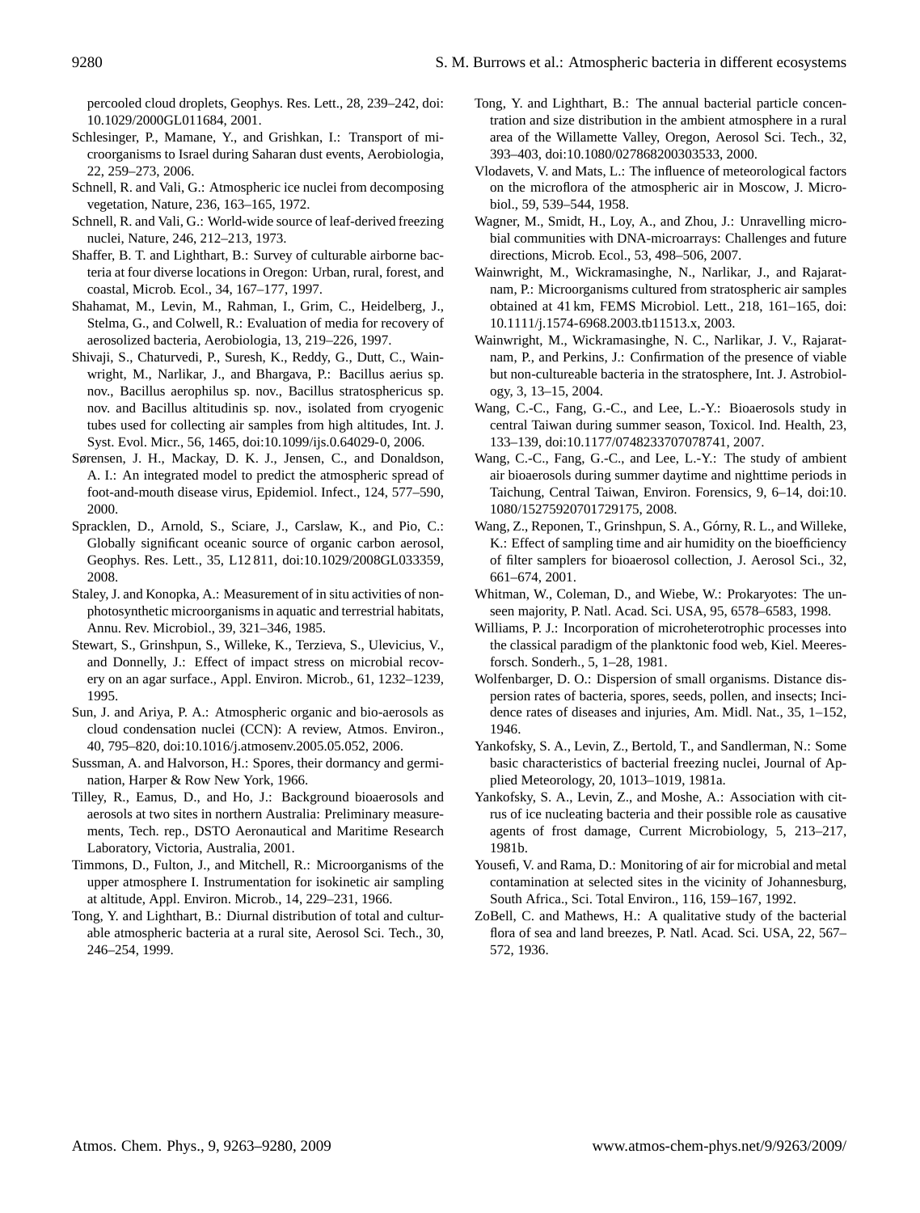percooled cloud droplets, Geophys. Res. Lett., 28, 239–242, doi: 10.1029/2000GL011684, 2001.

Schlesinger, P., Mamane, Y., and Grishkan, I.: Transport of microorganisms to Israel during Saharan dust events, Aerobiologia, 22, 259–273, 2006.

Schnell, R. and Vali, G.: Atmospheric ice nuclei from decomposing vegetation, Nature, 236, 163–165, 1972.

Schnell, R. and Vali, G.: World-wide source of leaf-derived freezing nuclei, Nature, 246, 212–213, 1973.

Shaffer, B. T. and Lighthart, B.: Survey of culturable airborne bacteria at four diverse locations in Oregon: Urban, rural, forest, and coastal, Microb. Ecol., 34, 167–177, 1997.

Shahamat, M., Levin, M., Rahman, I., Grim, C., Heidelberg, J., Stelma, G., and Colwell, R.: Evaluation of media for recovery of aerosolized bacteria, Aerobiologia, 13, 219–226, 1997.

Shivaji, S., Chaturvedi, P., Suresh, K., Reddy, G., Dutt, C., Wainwright, M., Narlikar, J., and Bhargava, P.: Bacillus aerius sp. nov., Bacillus aerophilus sp. nov., Bacillus stratosphericus sp. nov. and Bacillus altitudinis sp. nov., isolated from cryogenic tubes used for collecting air samples from high altitudes, Int. J. Syst. Evol. Micr., 56, 1465, doi:10.1099/ijs.0.64029-0, 2006.

Sørensen, J. H., Mackay, D. K. J., Jensen, C., and Donaldson, A. I.: An integrated model to predict the atmospheric spread of foot-and-mouth disease virus, Epidemiol. Infect., 124, 577–590, 2000.

Spracklen, D., Arnold, S., Sciare, J., Carslaw, K., and Pio, C.: Globally significant oceanic source of organic carbon aerosol, Geophys. Res. Lett., 35, L12 811, doi:10.1029/2008GL033359, 2008.

Staley, J. and Konopka, A.: Measurement of in situ activities of non-photosynthetic microorganisms in aquatic and terrestrial habitats, Annu. Rev. Microbiol., 39, 321–346, 1985.

Stewart, S., Grinshpun, S., Willeke, K., Terzieva, S., Ulevicius, V., and Donnelly, J.: Effect of impact stress on microbial recovery on an agar surface., Appl. Environ. Microb., 61, 1232–1239, 1995.

Sun, J. and Ariya, P. A.: Atmospheric organic and bio-aerosols as cloud condensation nuclei (CCN): A review, Atmos. Environ., 40, 795–820, doi:10.1016/j.atmosenv.2005.05.052, 2006.

Sussman, A. and Halvorson, H.: Spores, their dormancy and germination, Harper & Row New York, 1966.

Tilley, R., Eamus, D., and Ho, J.: Background bioaerosols and aerosols at two sites in northern Australia: Preliminary measurements, Tech. rep., DSTO Aeronautical and Maritime Research Laboratory, Victoria, Australia, 2001.

Timmons, D., Fulton, J., and Mitchell, R.: Microorganisms of the upper atmosphere I. Instrumentation for isokinetic air sampling at altitude, Appl. Environ. Microb., 14, 229–231, 1966.

Tong, Y. and Lighthart, B.: Diurnal distribution of total and culturable atmospheric bacteria at a rural site, Aerosol Sci. Tech., 30, 246–254, 1999.

Tong, Y. and Lighthart, B.: The annual bacterial particle concentration and size distribution in the ambient atmosphere in a rural area of the Willamette Valley, Oregon, Aerosol Sci. Tech., 32, 393–403, doi:10.1080/027868200303533, 2000.

Vlodavets, V. and Mats, L.: The influence of meteorological factors on the microflora of the atmospheric air in Moscow, J. Microbiol., 59, 539–544, 1958.

Wagner, M., Smidt, H., Loy, A., and Zhou, J.: Unravelling microbial communities with DNA-microarrays: Challenges and future directions, Microb. Ecol., 53, 498–506, 2007.

Wainwright, M., Wickramasinghe, N., Narlikar, J., and Rajaratnam, P.: Microorganisms cultured from stratospheric air samples obtained at 41 km, FEMS Microbiol. Lett., 218, 161–165, doi: 10.1111/j.1574-6968.2003.tb11513.x, 2003.

Wainwright, M., Wickramasinghe, N. C., Narlikar, J. V., Rajaratnam, P., and Perkins, J.: Confirmation of the presence of viable but non-cultureable bacteria in the stratosphere, Int. J. Astrobiology, 3, 13–15, 2004.

Wang, C.-C., Fang, G.-C., and Lee, L.-Y.: Bioaerosols study in central Taiwan during summer season, Toxicol. Ind. Health, 23, 133–139, doi:10.1177/0748233707078741, 2007.

Wang, C.-C., Fang, G.-C., and Lee, L.-Y.: The study of ambient air bioaerosols during summer daytime and nighttime periods in Taichung, Central Taiwan, Environ. Forensics, 9, 6–14, doi:10.1080/15275920701729175, 2008.

Wang, Z., Reponen, T., Grinshpun, S. A., Górny, R. L., and Willeke, K.: Effect of sampling time and air humidity on the bioefficiency of filter samplers for bioaerosol collection, J. Aerosol Sci., 32, 661–674, 2001.

Whitman, W., Coleman, D., and Wiebe, W.: Prokaryotes: The unseen majority, P. Natl. Acad. Sci. USA, 95, 6578–6583, 1998.

Williams, P. J.: Incorporation of microheterotrophic processes into the classical paradigm of the planktonic food web, Kiel. Meeresforsch. Sonderh., 5, 1–28, 1981.

Wolfenbarger, D. O.: Dispersion of small organisms. Distance dispersion rates of bacteria, spores, seeds, pollen, and insects; Incidence rates of diseases and injuries, Am. Midl. Nat., 35, 1–152, 1946.

Yankofsky, S. A., Levin, Z., Bertold, T., and Sandlerman, N.: Some basic characteristics of bacterial freezing nuclei, Journal of Applied Meteorology, 20, 1013–1019, 1981a.

Yankofsky, S. A., Levin, Z., and Moshe, A.: Association with citrus of ice nucleating bacteria and their possible role as causative agents of frost damage, Current Microbiology, 5, 213–217, 1981b.

Yousefi, V. and Rama, D.: Monitoring of air for microbial and metal contamination at selected sites in the vicinity of Johannesburg, South Africa., Sci. Total Environ., 116, 159–167, 1992.

ZoBell, C. and Mathews, H.: A qualitative study of the bacterial flora of sea and land breezes, P. Natl. Acad. Sci. USA, 22, 567–572, 1936.